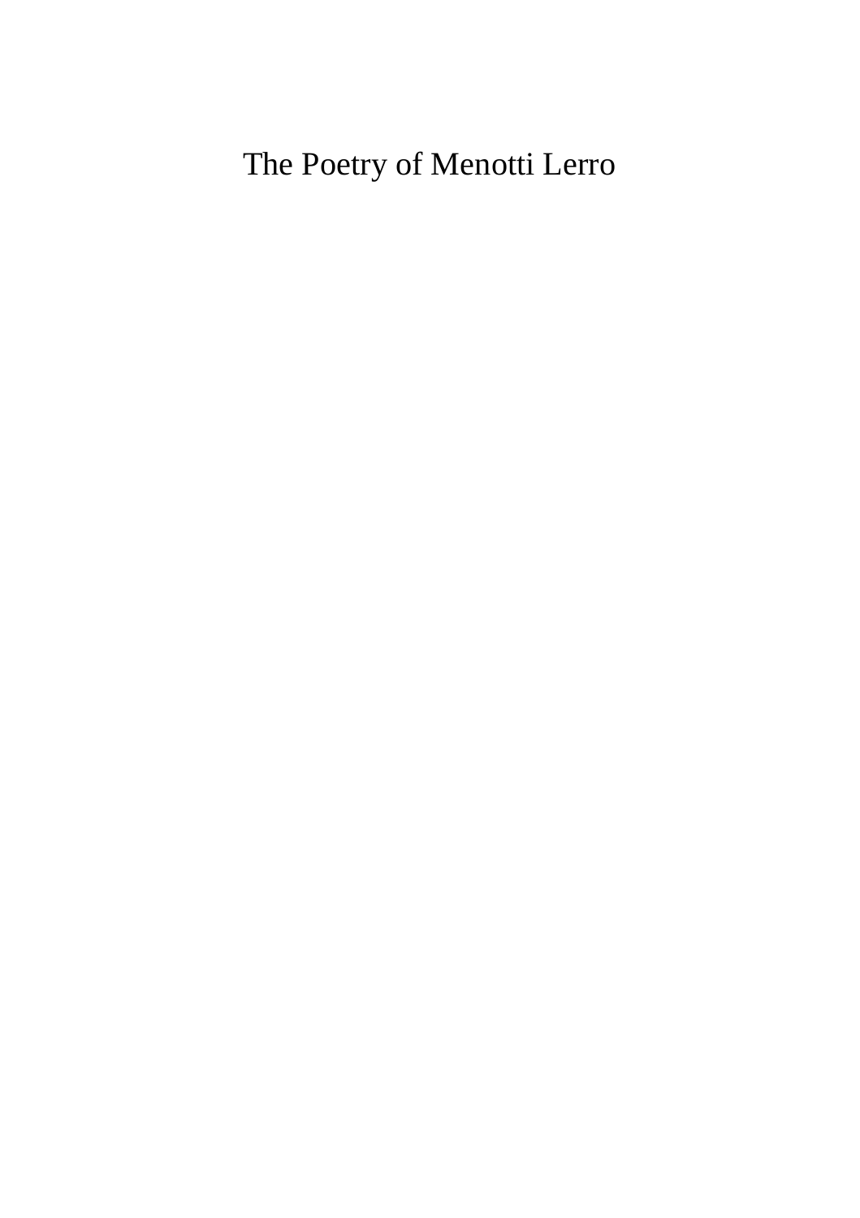# The Poetry of Menotti Lerro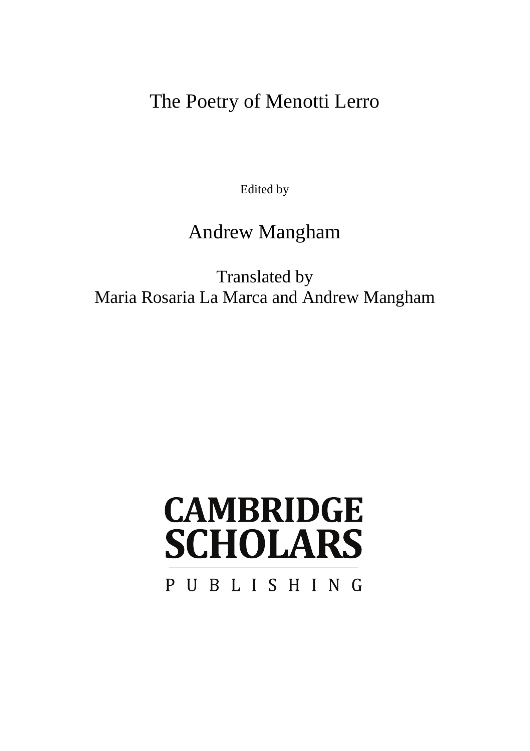# The Poetry of Menotti Lerro

Edited by

Andrew Mangham

Translated by
Maria Rosaria La Marca and Andrew Mangham

CAMBRIDGE SCHOLARS

PUBLISHING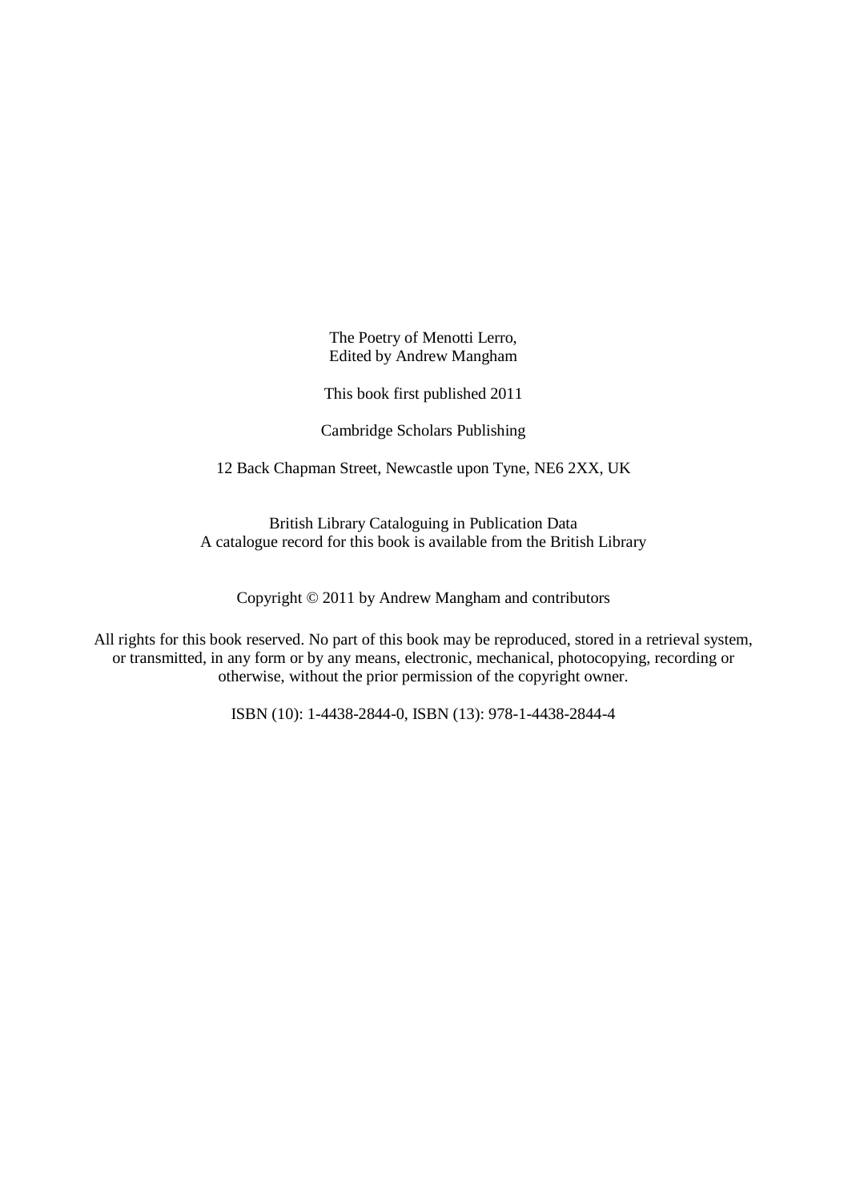The Poetry of Menotti Lerro,
Edited by Andrew Mangham

This book first published 2011

Cambridge Scholars Publishing

12 Back Chapman Street, Newcastle upon Tyne, NE6 2XX, UK

British Library Cataloguing in Publication Data
A catalogue record for this book is available from the British Library

Copyright © 2011 by Andrew Mangham and contributors

All rights for this book reserved. No part of this book may be reproduced, stored in a retrieval system, or transmitted, in any form or by any means, electronic, mechanical, photocopying, recording or otherwise, without the prior permission of the copyright owner.

ISBN (10): 1-4438-2844-0, ISBN (13): 978-1-4438-2844-4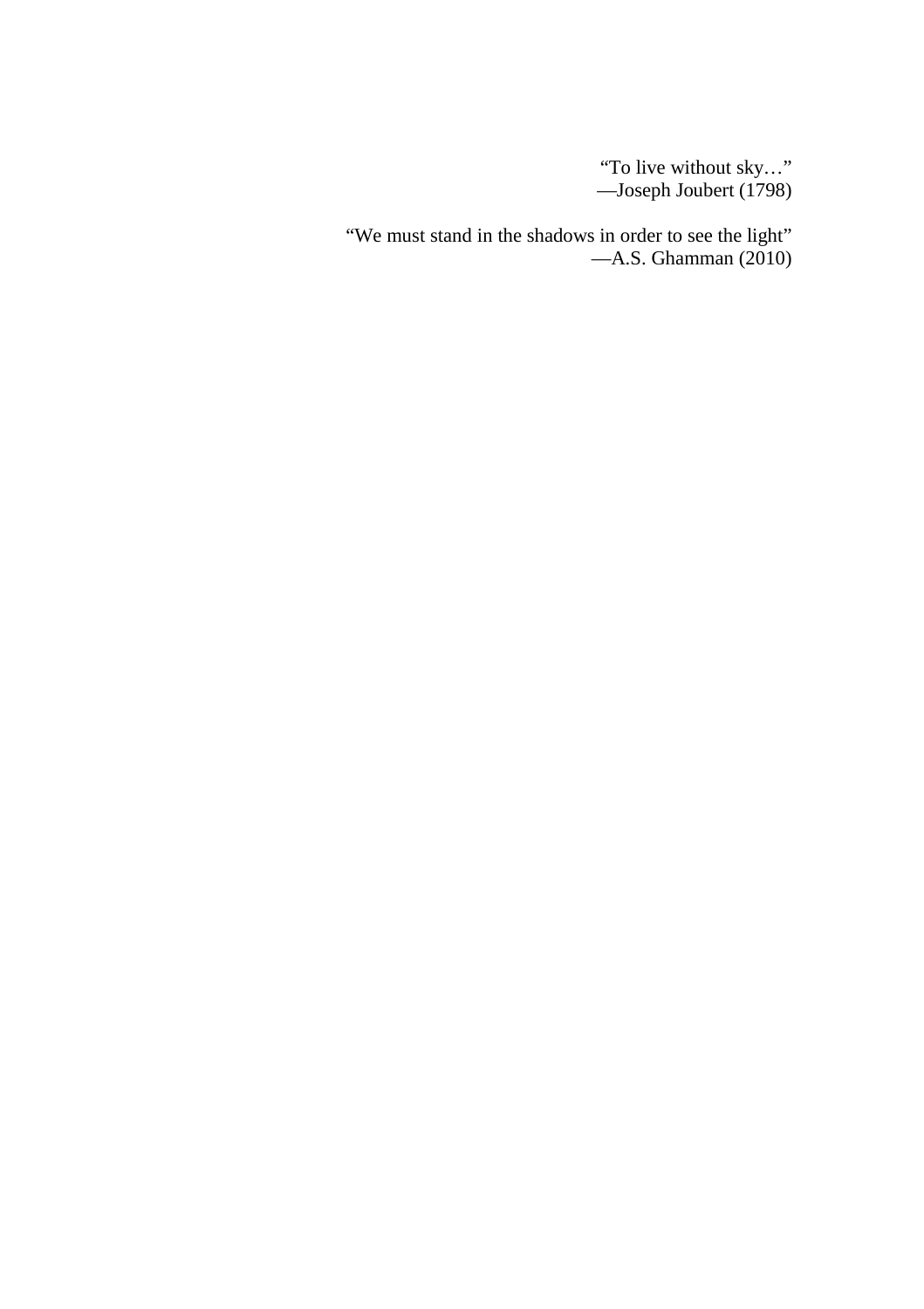"To live without sky…"
—Joseph Joubert (1798)

"We must stand in the shadows in order to see the light"
—A.S. Ghamman (2010)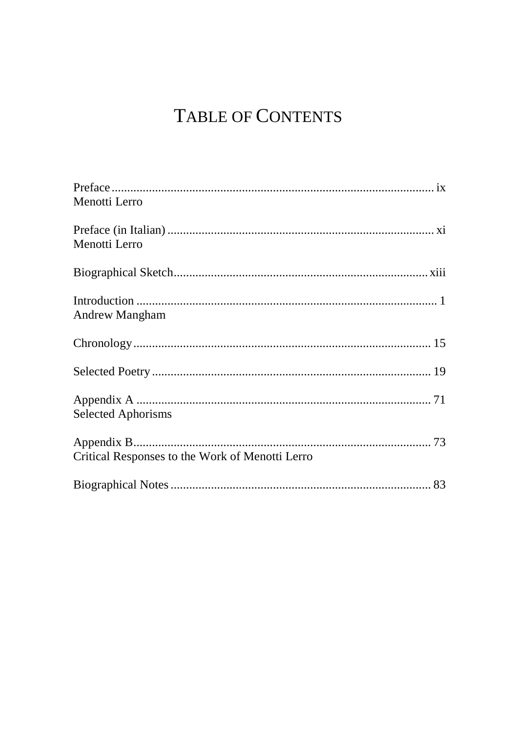# Table of Contents

Preface ........................................................................................................ ix
Menotti Lerro

Preface (in Italian) ...................................................................................... xi
Menotti Lerro

Biographical Sketch.................................................................................. xiii

Introduction ................................................................................................. 1
Andrew Mangham

Chronology................................................................................................ 15

Selected Poetry .......................................................................................... 19

Appendix A ............................................................................................... 71
Selected Aphorisms

Appendix B................................................................................................ 73
Critical Responses to the Work of Menotti Lerro

Biographical Notes .................................................................................... 83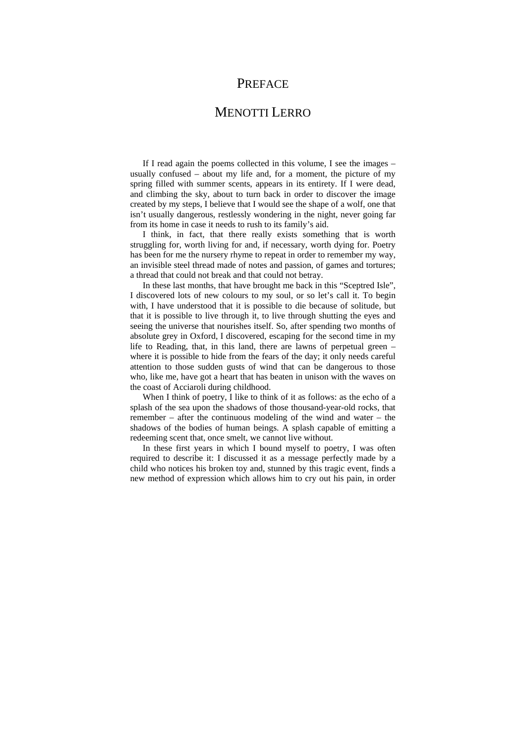# PREFACE

## MENOTTI LERRO

If I read again the poems collected in this volume, I see the images – usually confused – about my life and, for a moment, the picture of my spring filled with summer scents, appears in its entirety. If I were dead, and climbing the sky, about to turn back in order to discover the image created by my steps, I believe that I would see the shape of a wolf, one that isn't usually dangerous, restlessly wondering in the night, never going far from its home in case it needs to rush to its family's aid.

I think, in fact, that there really exists something that is worth struggling for, worth living for and, if necessary, worth dying for. Poetry has been for me the nursery rhyme to repeat in order to remember my way, an invisible steel thread made of notes and passion, of games and tortures; a thread that could not break and that could not betray.

In these last months, that have brought me back in this "Sceptred Isle", I discovered lots of new colours to my soul, or so let's call it. To begin with, I have understood that it is possible to die because of solitude, but that it is possible to live through it, to live through shutting the eyes and seeing the universe that nourishes itself. So, after spending two months of absolute grey in Oxford, I discovered, escaping for the second time in my life to Reading, that, in this land, there are lawns of perpetual green – where it is possible to hide from the fears of the day; it only needs careful attention to those sudden gusts of wind that can be dangerous to those who, like me, have got a heart that has beaten in unison with the waves on the coast of Acciaroli during childhood.

When I think of poetry, I like to think of it as follows: as the echo of a splash of the sea upon the shadows of those thousand-year-old rocks, that remember – after the continuous modeling of the wind and water – the shadows of the bodies of human beings. A splash capable of emitting a redeeming scent that, once smelt, we cannot live without.

In these first years in which I bound myself to poetry, I was often required to describe it: I discussed it as a message perfectly made by a child who notices his broken toy and, stunned by this tragic event, finds a new method of expression which allows him to cry out his pain, in order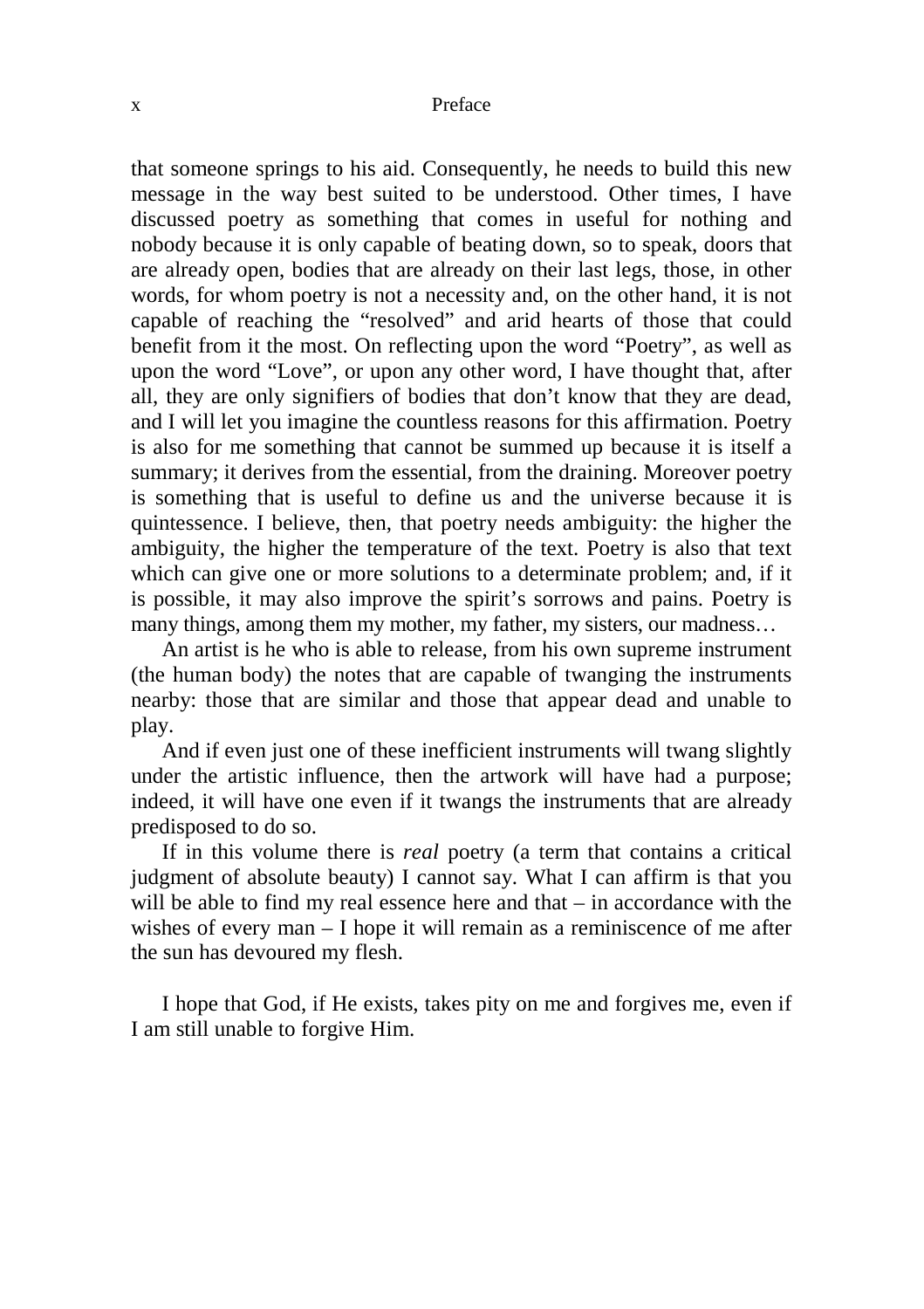that someone springs to his aid. Consequently, he needs to build this new message in the way best suited to be understood. Other times, I have discussed poetry as something that comes in useful for nothing and nobody because it is only capable of beating down, so to speak, doors that are already open, bodies that are already on their last legs, those, in other words, for whom poetry is not a necessity and, on the other hand, it is not capable of reaching the "resolved" and arid hearts of those that could benefit from it the most. On reflecting upon the word "Poetry", as well as upon the word "Love", or upon any other word, I have thought that, after all, they are only signifiers of bodies that don't know that they are dead, and I will let you imagine the countless reasons for this affirmation. Poetry is also for me something that cannot be summed up because it is itself a summary; it derives from the essential, from the draining. Moreover poetry is something that is useful to define us and the universe because it is quintessence. I believe, then, that poetry needs ambiguity: the higher the ambiguity, the higher the temperature of the text. Poetry is also that text which can give one or more solutions to a determinate problem; and, if it is possible, it may also improve the spirit's sorrows and pains. Poetry is many things, among them my mother, my father, my sisters, our madness…

An artist is he who is able to release, from his own supreme instrument (the human body) the notes that are capable of twanging the instruments nearby: those that are similar and those that appear dead and unable to play.

And if even just one of these inefficient instruments will twang slightly under the artistic influence, then the artwork will have had a purpose; indeed, it will have one even if it twangs the instruments that are already predisposed to do so.

If in this volume there is *real* poetry (a term that contains a critical judgment of absolute beauty) I cannot say. What I can affirm is that you will be able to find my real essence here and that – in accordance with the wishes of every man – I hope it will remain as a reminiscence of me after the sun has devoured my flesh.

I hope that God, if He exists, takes pity on me and forgives me, even if I am still unable to forgive Him.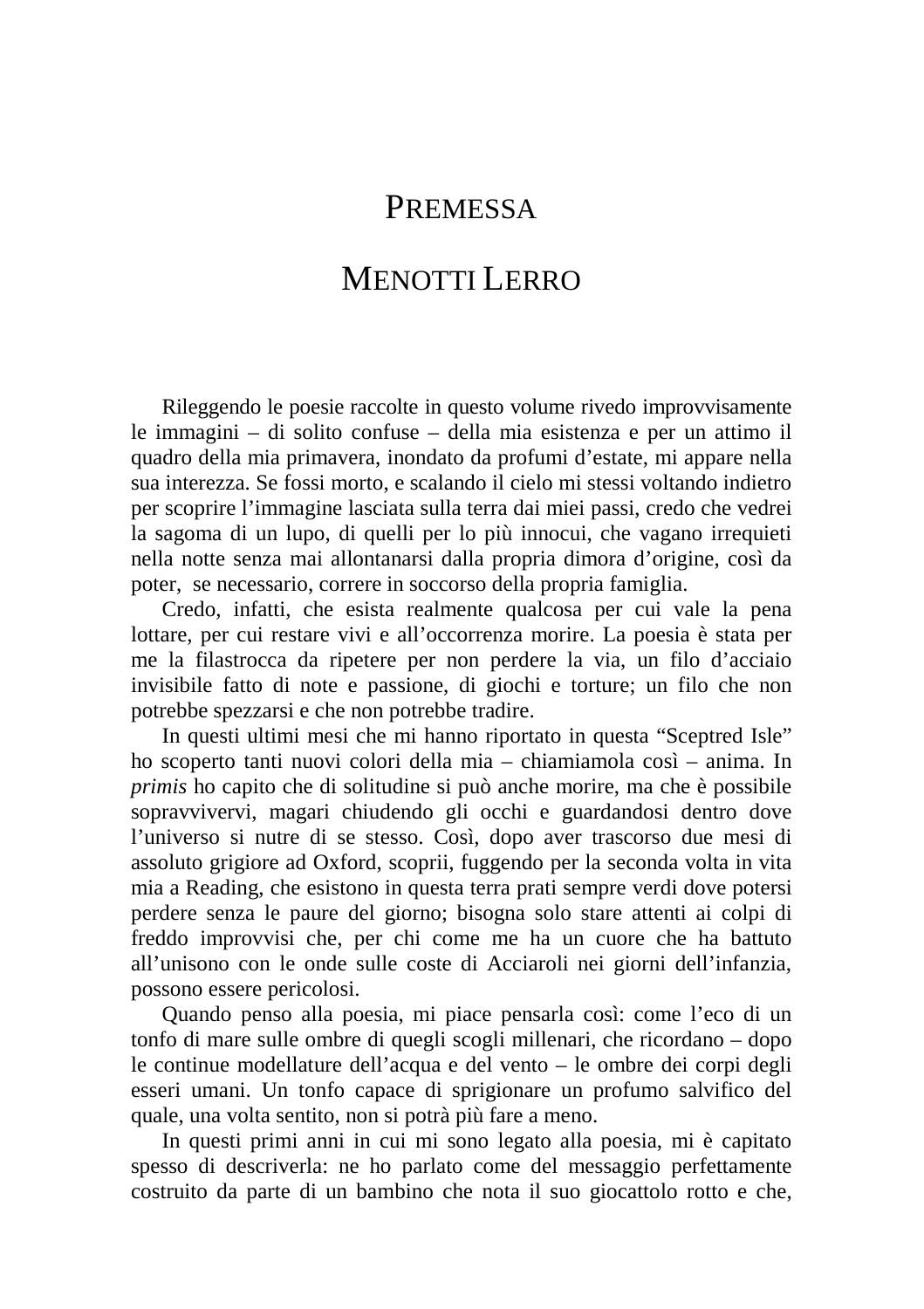# PREMESSA

## MENOTTI LERRO

Rileggendo le poesie raccolte in questo volume rivedo improvvisamente le immagini – di solito confuse – della mia esistenza e per un attimo il quadro della mia primavera, inondato da profumi d'estate, mi appare nella sua interezza. Se fossi morto, e scalando il cielo mi stessi voltando indietro per scoprire l'immagine lasciata sulla terra dai miei passi, credo che vedrei la sagoma di un lupo, di quelli per lo più innocui, che vagano irrequieti nella notte senza mai allontanarsi dalla propria dimora d'origine, così da poter, se necessario, correre in soccorso della propria famiglia.

Credo, infatti, che esista realmente qualcosa per cui vale la pena lottare, per cui restare vivi e all'occorrenza morire. La poesia è stata per me la filastrocca da ripetere per non perdere la via, un filo d'acciaio invisibile fatto di note e passione, di giochi e torture; un filo che non potrebbe spezzarsi e che non potrebbe tradire.

In questi ultimi mesi che mi hanno riportato in questa "Sceptred Isle" ho scoperto tanti nuovi colori della mia – chiamiamola così – anima. In *primis* ho capito che di solitudine si può anche morire, ma che è possibile sopravviververvi, magari chiudendo gli occhi e guardandosi dentro dove l'universo si nutre di se stesso. Così, dopo aver trascorso due mesi di assoluto grigiore ad Oxford, scoprii, fuggendo per la seconda volta in vita mia a Reading, che esistono in questa terra prati sempre verdi dove potersi perdere senza le paure del giorno; bisogna solo stare attenti ai colpi di freddo improvvisi che, per chi come me ha un cuore che ha battuto all'unisono con le onde sulle coste di Acciaroli nei giorni dell'infanzia, possono essere pericolosi.

Quando penso alla poesia, mi piace pensarla così: come l'eco di un tonfo di mare sulle ombre di quegli scogli millenari, che ricordano – dopo le continue modellature dell'acqua e del vento – le ombre dei corpi degli esseri umani. Un tonfo capace di sprigionare un profumo salvifico del quale, una volta sentito, non si potrà più fare a meno.

In questi primi anni in cui mi sono legato alla poesia, mi è capitato spesso di descriverla: ne ho parlato come del messaggio perfettamente costruito da parte di un bambino che nota il suo giocattolo rotto e che,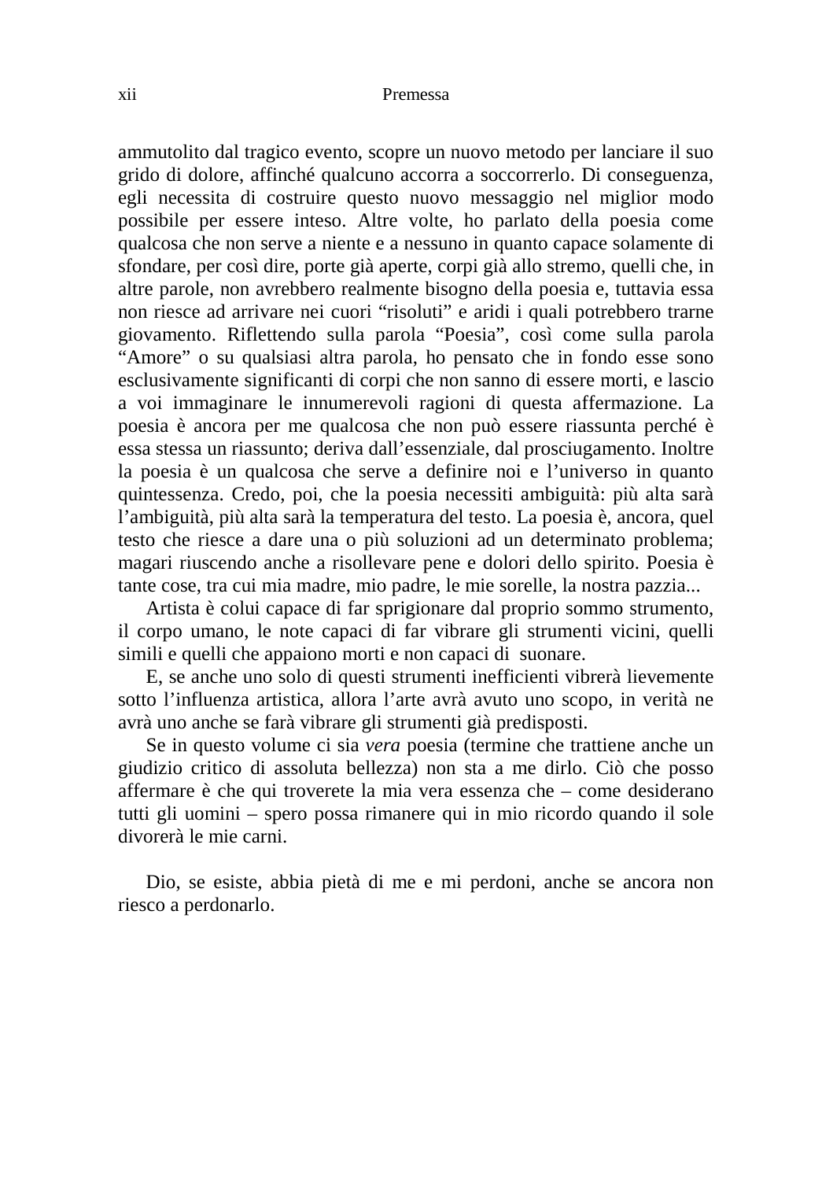ammutolito dal tragico evento, scopre un nuovo metodo per lanciare il suo grido di dolore, affinché qualcuno accorra a soccorrerlo. Di conseguenza, egli necessita di costruire questo nuovo messaggio nel miglior modo possibile per essere inteso. Altre volte, ho parlato della poesia come qualcosa che non serve a niente e a nessuno in quanto capace solamente di sfondare, per così dire, porte già aperte, corpi già allo stremo, quelli che, in altre parole, non avrebbero realmente bisogno della poesia e, tuttavia essa non riesce ad arrivare nei cuori "risoluti" e aridi i quali potrebbero trarne giovamento. Riflettendo sulla parola "Poesia", così come sulla parola "Amore" o su qualsiasi altra parola, ho pensato che in fondo esse sono esclusivamente significanti di corpi che non sanno di essere morti, e lascio a voi immaginare le innumerevoli ragioni di questa affermazione. La poesia è ancora per me qualcosa che non può essere riassunta perché è essa stessa un riassunto; deriva dall'essenziale, dal prosciugamento. Inoltre la poesia è un qualcosa che serve a definire noi e l'universo in quanto quintessenza. Credo, poi, che la poesia necessiti ambiguità: più alta sarà l'ambiguità, più alta sarà la temperatura del testo. La poesia è, ancora, quel testo che riesce a dare una o più soluzioni ad un determinato problema; magari riuscendo anche a risollevare pene e dolori dello spirito. Poesia è tante cose, tra cui mia madre, mio padre, le mie sorelle, la nostra pazzia...

Artista è colui capace di far sprigionare dal proprio sommo strumento, il corpo umano, le note capaci di far vibrare gli strumenti vicini, quelli simili e quelli che appaiono morti e non capaci di suonare.

E, se anche uno solo di questi strumenti inefficienti vibrerà lievemente sotto l'influenza artistica, allora l'arte avrà avuto uno scopo, in verità ne avrà uno anche se farà vibrare gli strumenti già predisposti.

Se in questo volume ci sia *vera* poesia (termine che trattiene anche un giudizio critico di assoluta bellezza) non sta a me dirlo. Ciò che posso affermare è che qui troverete la mia vera essenza che – come desiderano tutti gli uomini – spero possa rimanere qui in mio ricordo quando il sole divorerà le mie carni.

Dio, se esiste, abbia pietà di me e mi perdoni, anche se ancora non riesco a perdonarlo.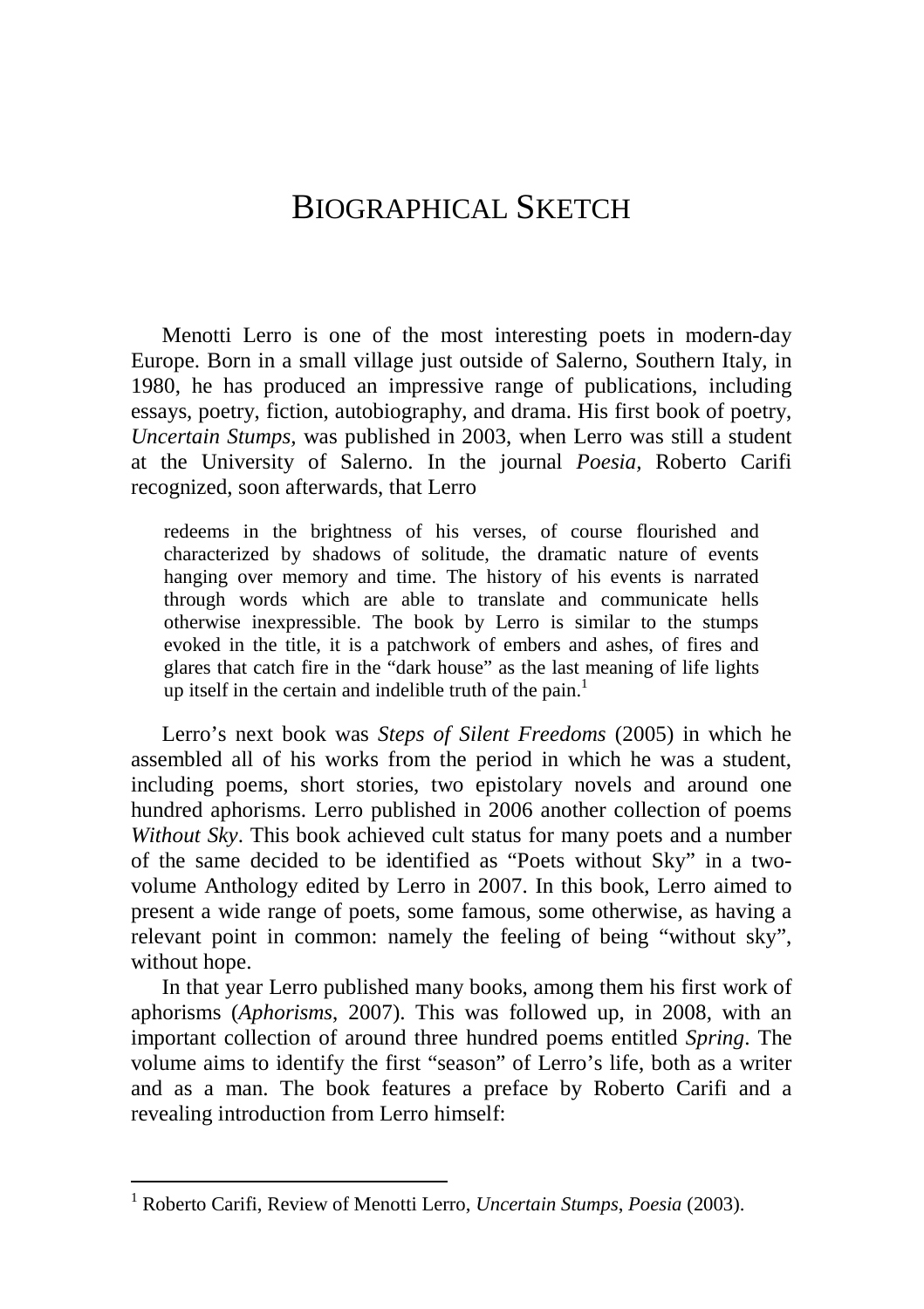# BIOGRAPHICAL SKETCH

Menotti Lerro is one of the most interesting poets in modern-day Europe. Born in a small village just outside of Salerno, Southern Italy, in 1980, he has produced an impressive range of publications, including essays, poetry, fiction, autobiography, and drama. His first book of poetry, *Uncertain Stumps,* was published in 2003, when Lerro was still a student at the University of Salerno. In the journal *Poesia,* Roberto Carifi recognized, soon afterwards, that Lerro

> redeems in the brightness of his verses, of course flourished and characterized by shadows of solitude, the dramatic nature of events hanging over memory and time. The history of his events is narrated through words which are able to translate and communicate hells otherwise inexpressible. The book by Lerro is similar to the stumps evoked in the title, it is a patchwork of embers and ashes, of fires and glares that catch fire in the "dark house" as the last meaning of life lights up itself in the certain and indelible truth of the pain.[1]

Lerro's next book was *Steps of Silent Freedoms* (2005) in which he assembled all of his works from the period in which he was a student, including poems, short stories, two epistolary novels and around one hundred aphorisms. Lerro published in 2006 another collection of poems *Without Sky*. This book achieved cult status for many poets and a number of the same decided to be identified as "Poets without Sky" in a two-volume Anthology edited by Lerro in 2007. In this book, Lerro aimed to present a wide range of poets, some famous, some otherwise, as having a relevant point in common: namely the feeling of being "without sky", without hope.

In that year Lerro published many books, among them his first work of aphorisms (*Aphorisms*, 2007). This was followed up, in 2008, with an important collection of around three hundred poems entitled *Spring*. The volume aims to identify the first "season" of Lerro's life, both as a writer and as a man. The book features a preface by Roberto Carifi and a revealing introduction from Lerro himself:

---

[1] Roberto Carifi, Review of Menotti Lerro, *Uncertain Stumps*, *Poesia* (2003).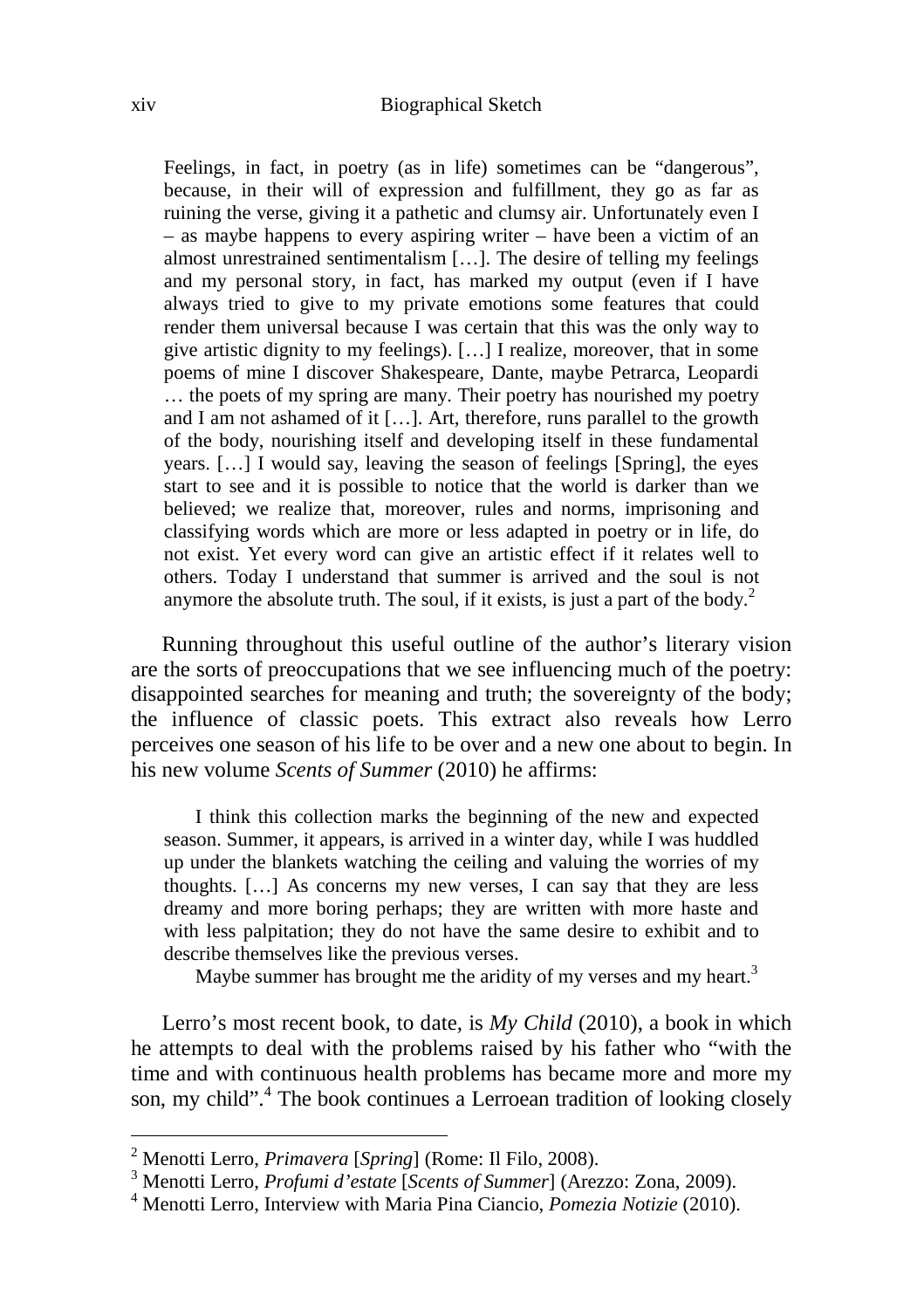> Feelings, in fact, in poetry (as in life) sometimes can be "dangerous", because, in their will of expression and fulfillment, they go as far as ruining the verse, giving it a pathetic and clumsy air. Unfortunately even I – as maybe happens to every aspiring writer – have been a victim of an almost unrestrained sentimentalism […]. The desire of telling my feelings and my personal story, in fact, has marked my output (even if I have always tried to give to my private emotions some features that could render them universal because I was certain that this was the only way to give artistic dignity to my feelings). […] I realize, moreover, that in some poems of mine I discover Shakespeare, Dante, maybe Petrarca, Leopardi … the poets of my spring are many. Their poetry has nourished my poetry and I am not ashamed of it […]. Art, therefore, runs parallel to the growth of the body, nourishing itself and developing itself in these fundamental years. […] I would say, leaving the season of feelings [Spring], the eyes start to see and it is possible to notice that the world is darker than we believed; we realize that, moreover, rules and norms, imprisoning and classifying words which are more or less adapted in poetry or in life, do not exist. Yet every word can give an artistic effect if it relates well to others. Today I understand that summer is arrived and the soul is not anymore the absolute truth. The soul, if it exists, is just a part of the body.[2]

Running throughout this useful outline of the author's literary vision are the sorts of preoccupations that we see influencing much of the poetry: disappointed searches for meaning and truth; the sovereignty of the body; the influence of classic poets. This extract also reveals how Lerro perceives one season of his life to be over and a new one about to begin. In his new volume *Scents of Summer* (2010) he affirms:

> I think this collection marks the beginning of the new and expected season. Summer, it appears, is arrived in a winter day, while I was huddled up under the blankets watching the ceiling and valuing the worries of my thoughts. […] As concerns my new verses, I can say that they are less dreamy and more boring perhaps; they are written with more haste and with less palpitation; they do not have the same desire to exhibit and to describe themselves like the previous verses.
>
> Maybe summer has brought me the aridity of my verses and my heart.[3]

Lerro's most recent book, to date, is *My Child* (2010), a book in which he attempts to deal with the problems raised by his father who "with the time and with continuous health problems has became more and more my son, my child".[4] The book continues a Lerroean tradition of looking closely

---

[2] Menotti Lerro, *Primavera* [*Spring*] (Rome: Il Filo, 2008).

[3] Menotti Lerro, *Profumi d'estate* [*Scents of Summer*] (Arezzo: Zona, 2009).

[4] Menotti Lerro, Interview with Maria Pina Ciancio, *Pomezia Notizie* (2010).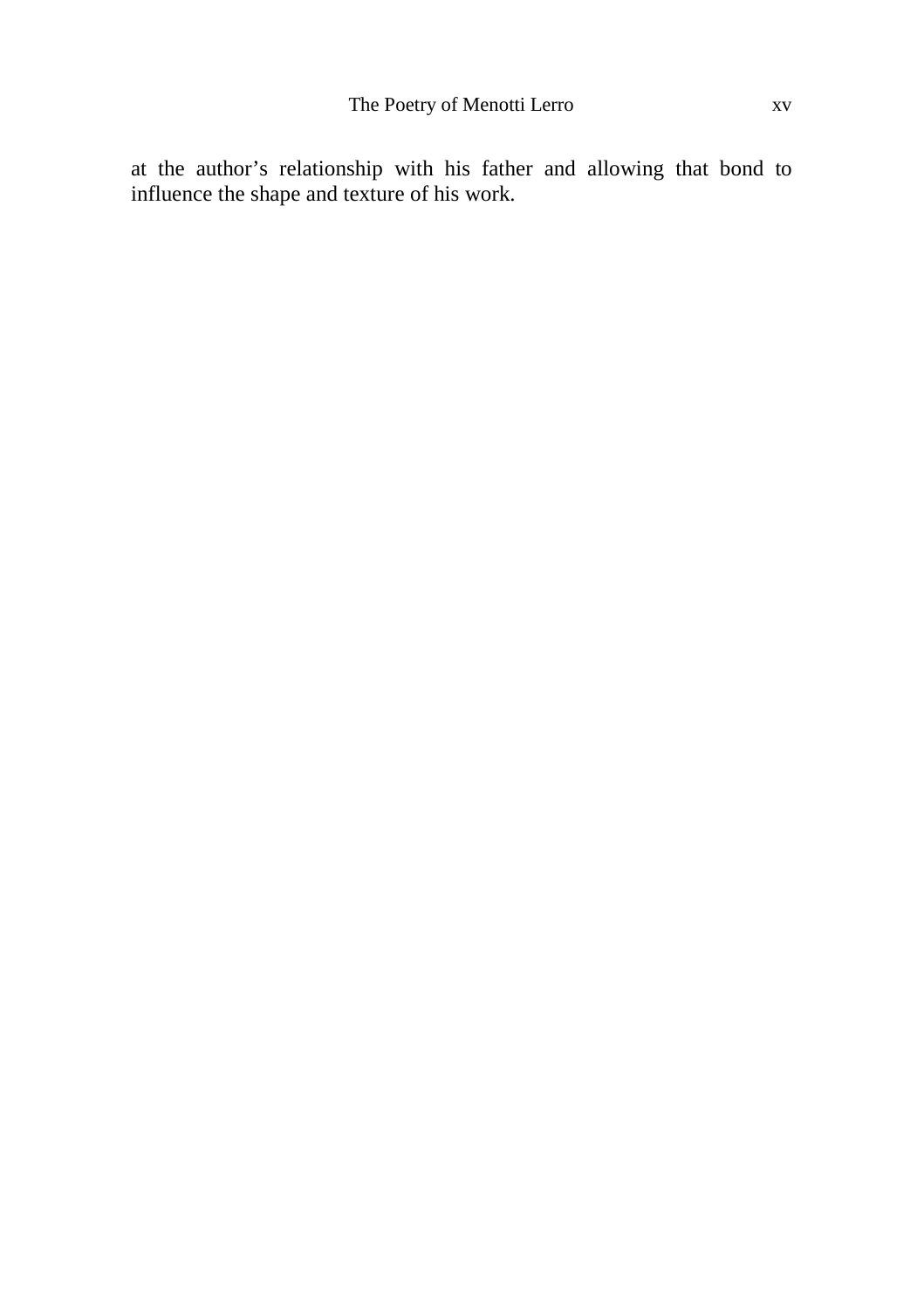at the author's relationship with his father and allowing that bond to influence the shape and texture of his work.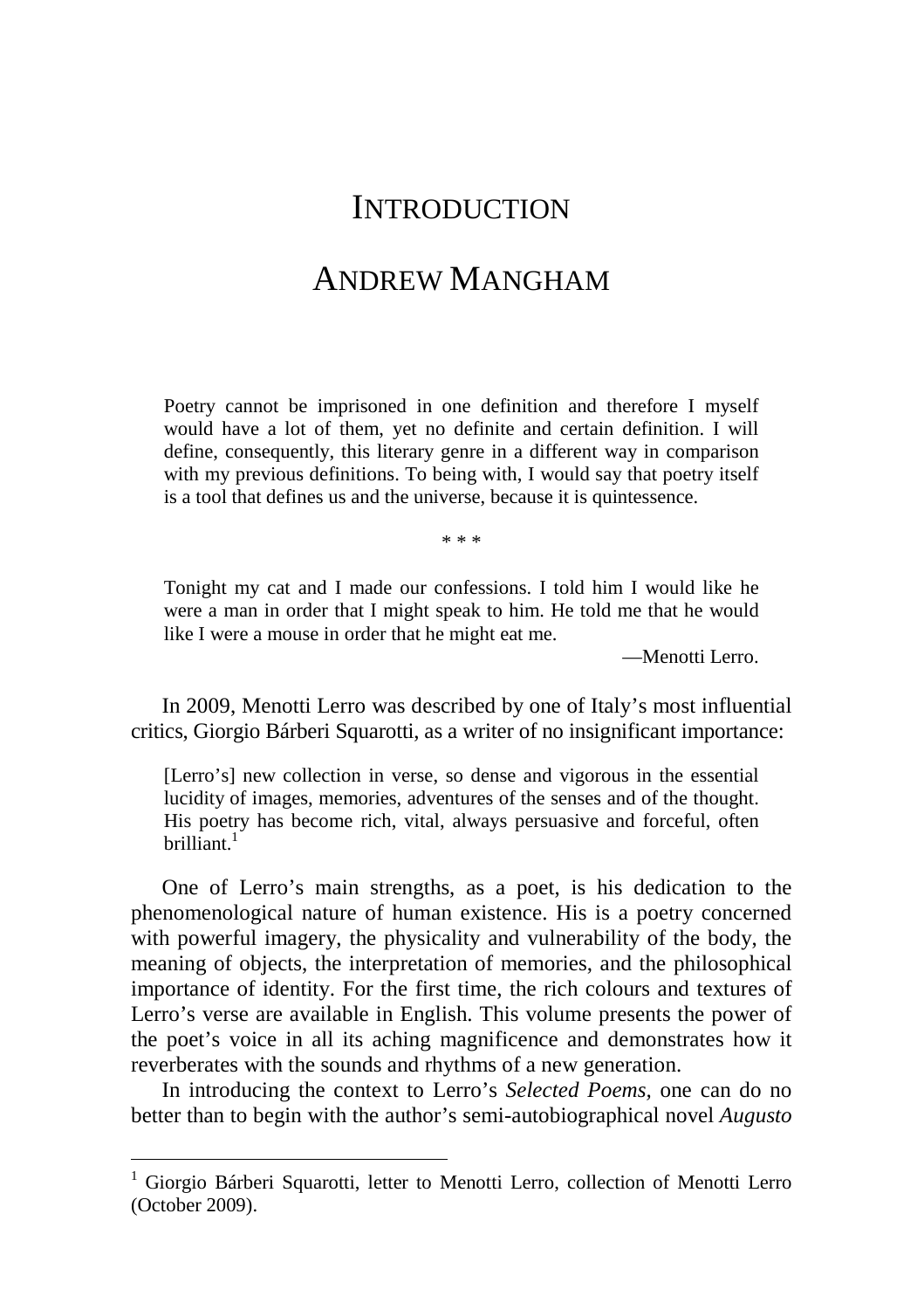# INTRODUCTION

## ANDREW MANGHAM

> Poetry cannot be imprisoned in one definition and therefore I myself would have a lot of them, yet no definite and certain definition. I will define, consequently, this literary genre in a different way in comparison with my previous definitions. To being with, I would say that poetry itself is a tool that defines us and the universe, because it is quintessence.
>
> \* \* \*
>
> Tonight my cat and I made our confessions. I told him I would like he were a man in order that I might speak to him. He told me that he would like I were a mouse in order that he might eat me.
>
> —Menotti Lerro.

In 2009, Menotti Lerro was described by one of Italy's most influential critics, Giorgio Bárberi Squarotti, as a writer of no insignificant importance:

> [Lerro's] new collection in verse, so dense and vigorous in the essential lucidity of images, memories, adventures of the senses and of the thought. His poetry has become rich, vital, always persuasive and forceful, often brilliant.[1]

One of Lerro's main strengths, as a poet, is his dedication to the phenomenological nature of human existence. His is a poetry concerned with powerful imagery, the physicality and vulnerability of the body, the meaning of objects, the interpretation of memories, and the philosophical importance of identity. For the first time, the rich colours and textures of Lerro's verse are available in English. This volume presents the power of the poet's voice in all its aching magnificence and demonstrates how it reverberates with the sounds and rhythms of a new generation.

In introducing the context to Lerro's *Selected Poems*, one can do no better than to begin with the author's semi-autobiographical novel *Augusto*

---

[1] Giorgio Bárberi Squarotti, letter to Menotti Lerro, collection of Menotti Lerro (October 2009).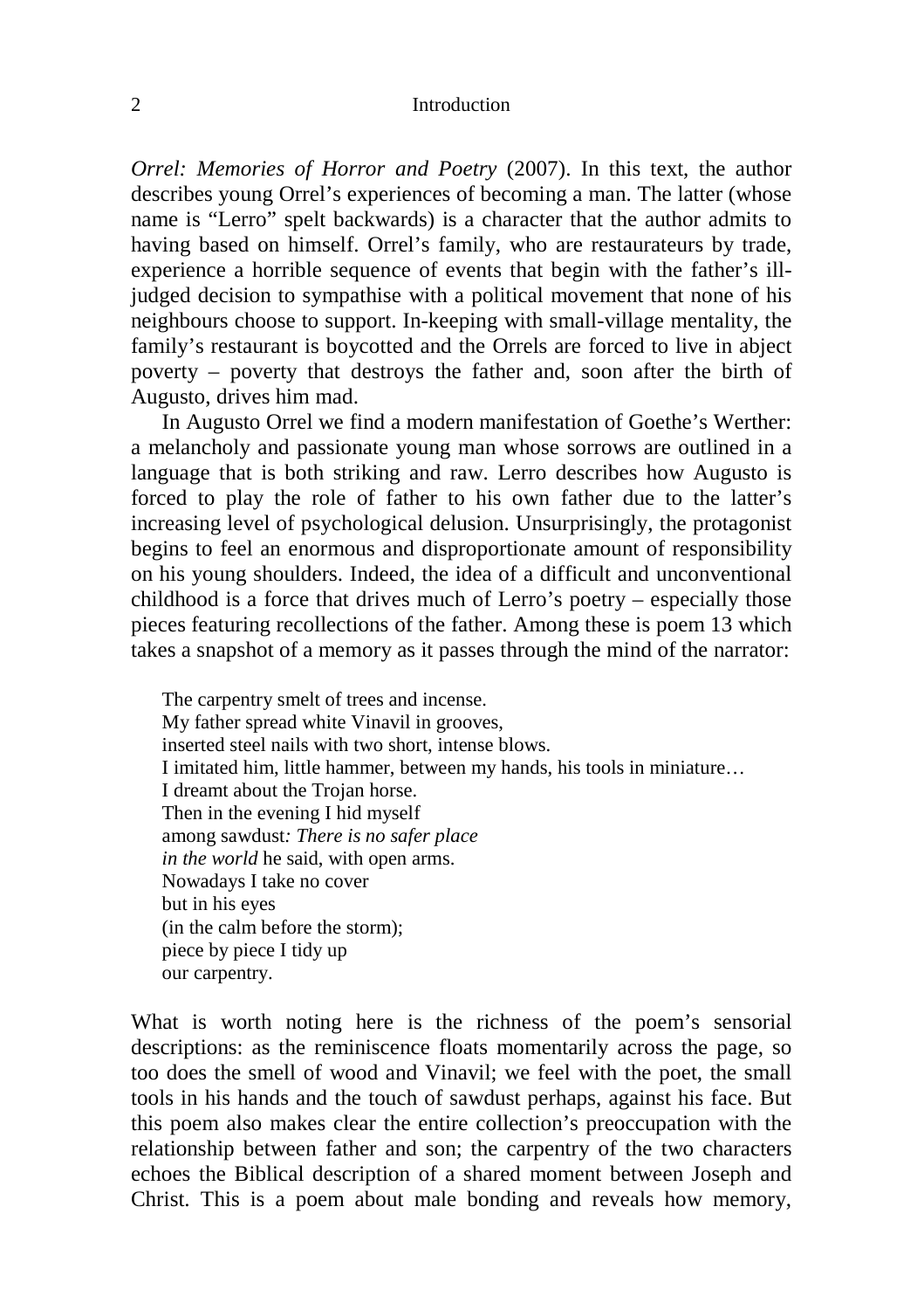*Orrel: Memories of Horror and Poetry* (2007). In this text, the author describes young Orrel's experiences of becoming a man. The latter (whose name is "Lerro" spelt backwards) is a character that the author admits to having based on himself. Orrel's family, who are restaurateurs by trade, experience a horrible sequence of events that begin with the father's ill-judged decision to sympathise with a political movement that none of his neighbours choose to support. In-keeping with small-village mentality, the family's restaurant is boycotted and the Orrels are forced to live in abject poverty – poverty that destroys the father and, soon after the birth of Augusto, drives him mad.

In Augusto Orrel we find a modern manifestation of Goethe's Werther: a melancholy and passionate young man whose sorrows are outlined in a language that is both striking and raw. Lerro describes how Augusto is forced to play the role of father to his own father due to the latter's increasing level of psychological delusion. Unsurprisingly, the protagonist begins to feel an enormous and disproportionate amount of responsibility on his young shoulders. Indeed, the idea of a difficult and unconventional childhood is a force that drives much of Lerro's poetry – especially those pieces featuring recollections of the father. Among these is poem 13 which takes a snapshot of a memory as it passes through the mind of the narrator:

> The carpentry smelt of trees and incense.
> My father spread white Vinavil in grooves,
> inserted steel nails with two short, intense blows.
> I imitated him, little hammer, between my hands, his tools in miniature…
> I dreamt about the Trojan horse.
> Then in the evening I hid myself
> among sawdust*: There is no safer place*
> *in the world* he said, with open arms.
> Nowadays I take no cover
> but in his eyes
> (in the calm before the storm);
> piece by piece I tidy up
> our carpentry.

What is worth noting here is the richness of the poem's sensorial descriptions: as the reminiscence floats momentarily across the page, so too does the smell of wood and Vinavil; we feel with the poet, the small tools in his hands and the touch of sawdust perhaps, against his face. But this poem also makes clear the entire collection's preoccupation with the relationship between father and son; the carpentry of the two characters echoes the Biblical description of a shared moment between Joseph and Christ. This is a poem about male bonding and reveals how memory,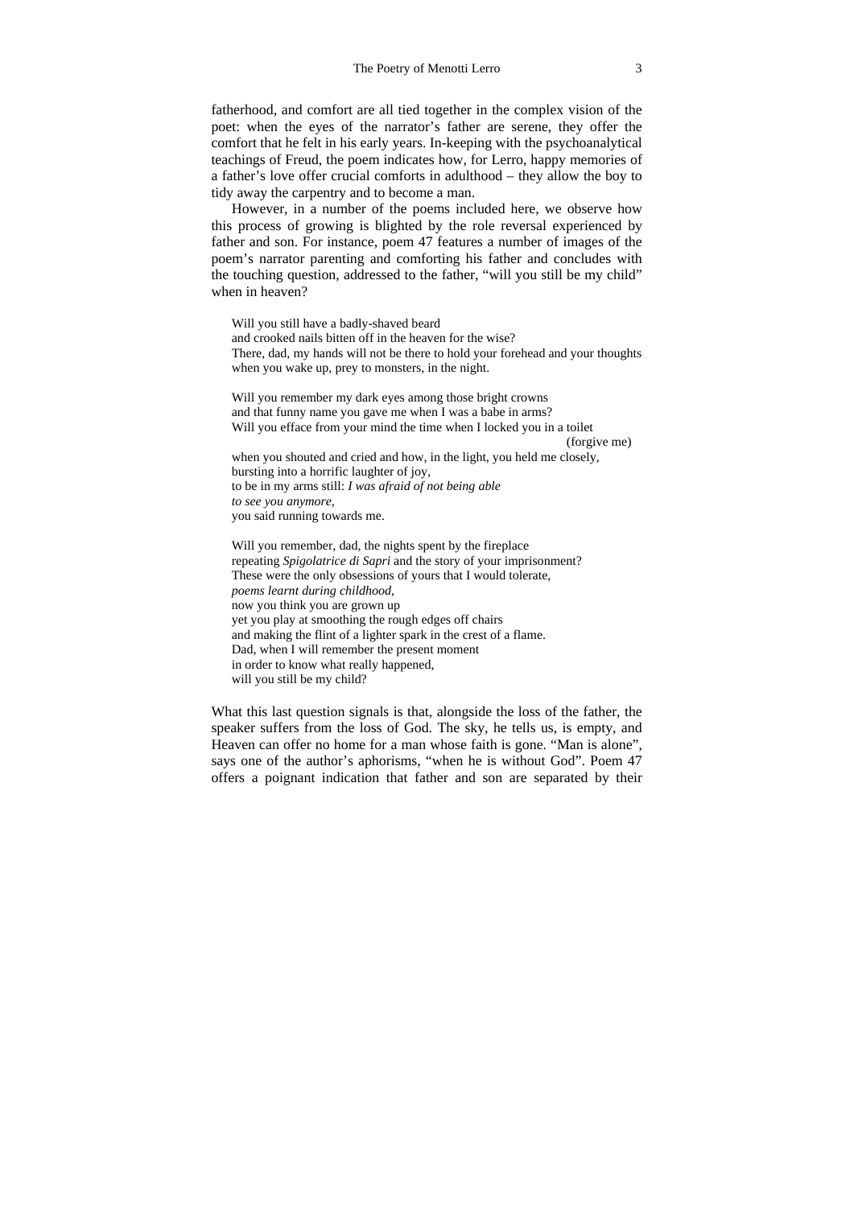fatherhood, and comfort are all tied together in the complex vision of the poet: when the eyes of the narrator's father are serene, they offer the comfort that he felt in his early years. In-keeping with the psychoanalytical teachings of Freud, the poem indicates how, for Lerro, happy memories of a father's love offer crucial comforts in adulthood – they allow the boy to tidy away the carpentry and to become a man.

However, in a number of the poems included here, we observe how this process of growing is blighted by the role reversal experienced by father and son. For instance, poem 47 features a number of images of the poem's narrator parenting and comforting his father and concludes with the touching question, addressed to the father, "will you still be my child" when in heaven?

> Will you still have a badly-shaved beard
> and crooked nails bitten off in the heaven for the wise?
> There, dad, my hands will not be there to hold your forehead and your thoughts
> when you wake up, prey to monsters, in the night.
>
> Will you remember my dark eyes among those bright crowns
> and that funny name you gave me when I was a babe in arms?
> Will you efface from your mind the time when I locked you in a toilet
> (forgive me)
> when you shouted and cried and how, in the light, you held me closely,
> bursting into a horrific laughter of joy,
> to be in my arms still: *I was afraid of not being able*
> *to see you anymore,*
> you said running towards me.
>
> Will you remember, dad, the nights spent by the fireplace
> repeating *Spigolatrice di Sapri* and the story of your imprisonment?
> These were the only obsessions of yours that I would tolerate,
> *poems learnt during childhood*,
> now you think you are grown up
> yet you play at smoothing the rough edges off chairs
> and making the flint of a lighter spark in the crest of a flame.
> Dad, when I will remember the present moment
> in order to know what really happened,
> will you still be my child?

What this last question signals is that, alongside the loss of the father, the speaker suffers from the loss of God. The sky, he tells us, is empty, and Heaven can offer no home for a man whose faith is gone. "Man is alone", says one of the author's aphorisms, "when he is without God". Poem 47 offers a poignant indication that father and son are separated by their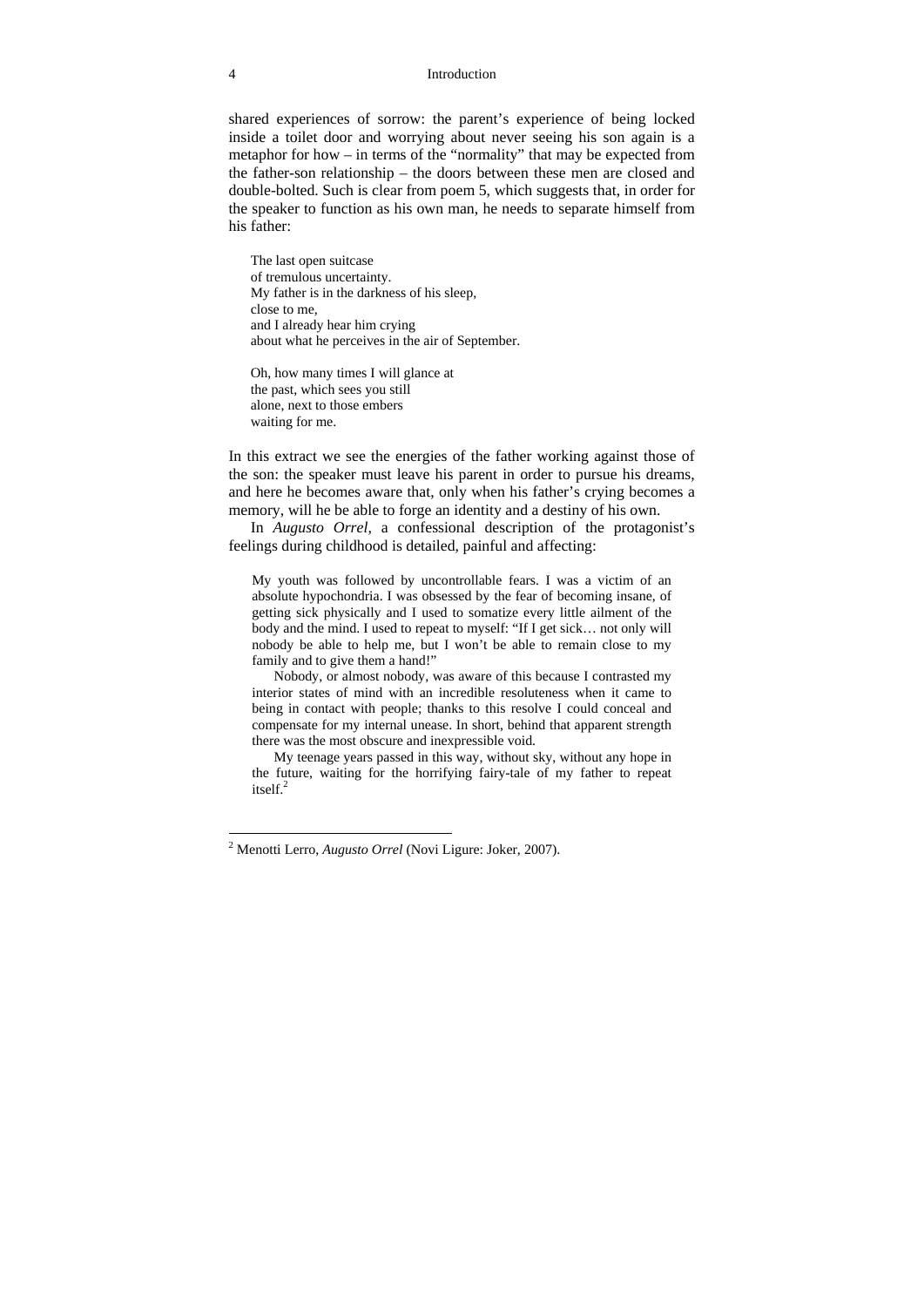shared experiences of sorrow: the parent's experience of being locked inside a toilet door and worrying about never seeing his son again is a metaphor for how – in terms of the "normality" that may be expected from the father-son relationship – the doors between these men are closed and double-bolted. Such is clear from poem 5, which suggests that, in order for the speaker to function as his own man, he needs to separate himself from his father:

> The last open suitcase  
> of tremulous uncertainty.  
> My father is in the darkness of his sleep,  
> close to me,  
> and I already hear him crying  
> about what he perceives in the air of September.
>
> Oh, how many times I will glance at  
> the past, which sees you still  
> alone, next to those embers  
> waiting for me.

In this extract we see the energies of the father working against those of the son: the speaker must leave his parent in order to pursue his dreams, and here he becomes aware that, only when his father's crying becomes a memory, will he be able to forge an identity and a destiny of his own.

In *Augusto Orrel*, a confessional description of the protagonist's feelings during childhood is detailed, painful and affecting:

> My youth was followed by uncontrollable fears. I was a victim of an absolute hypochondria. I was obsessed by the fear of becoming insane, of getting sick physically and I used to somatize every little ailment of the body and the mind. I used to repeat to myself: "If I get sick… not only will nobody be able to help me, but I won't be able to remain close to my family and to give them a hand!"
>
> Nobody, or almost nobody, was aware of this because I contrasted my interior states of mind with an incredible resoluteness when it came to being in contact with people; thanks to this resolve I could conceal and compensate for my internal unease. In short, behind that apparent strength there was the most obscure and inexpressible void.
>
> My teenage years passed in this way, without sky, without any hope in the future, waiting for the horrifying fairy-tale of my father to repeat itself.[2]

---

[2] Menotti Lerro, *Augusto Orrel* (Novi Ligure: Joker, 2007).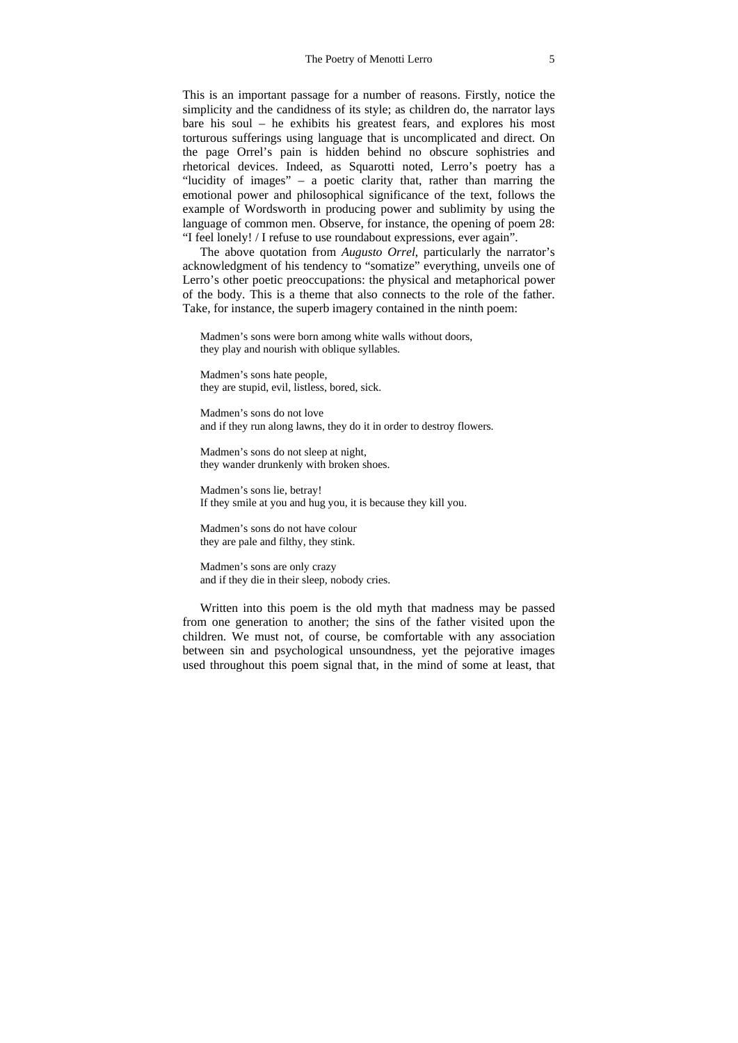This is an important passage for a number of reasons. Firstly, notice the simplicity and the candidness of its style; as children do, the narrator lays bare his soul – he exhibits his greatest fears, and explores his most torturous sufferings using language that is uncomplicated and direct. On the page Orrel's pain is hidden behind no obscure sophistries and rhetorical devices. Indeed, as Squarotti noted, Lerro's poetry has a "lucidity of images" – a poetic clarity that, rather than marring the emotional power and philosophical significance of the text, follows the example of Wordsworth in producing power and sublimity by using the language of common men. Observe, for instance, the opening of poem 28: "I feel lonely! / I refuse to use roundabout expressions, ever again".

The above quotation from *Augusto Orrel*, particularly the narrator's acknowledgment of his tendency to "somatize" everything, unveils one of Lerro's other poetic preoccupations: the physical and metaphorical power of the body. This is a theme that also connects to the role of the father. Take, for instance, the superb imagery contained in the ninth poem:

> Madmen's sons were born among white walls without doors,
> they play and nourish with oblique syllables.
>
> Madmen's sons hate people,
> they are stupid, evil, listless, bored, sick.
>
> Madmen's sons do not love
> and if they run along lawns, they do it in order to destroy flowers.
>
> Madmen's sons do not sleep at night,
> they wander drunkenly with broken shoes.
>
> Madmen's sons lie, betray!
> If they smile at you and hug you, it is because they kill you.
>
> Madmen's sons do not have colour
> they are pale and filthy, they stink.
>
> Madmen's sons are only crazy
> and if they die in their sleep, nobody cries.

Written into this poem is the old myth that madness may be passed from one generation to another; the sins of the father visited upon the children. We must not, of course, be comfortable with any association between sin and psychological unsoundness, yet the pejorative images used throughout this poem signal that, in the mind of some at least, that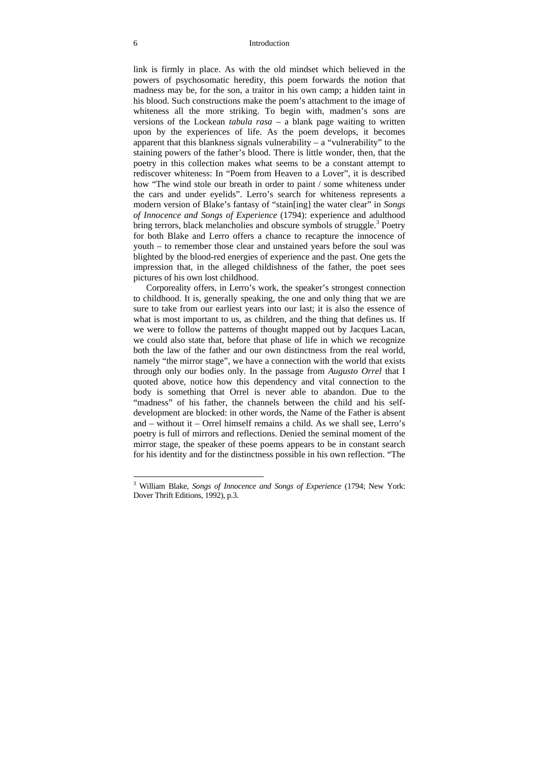link is firmly in place. As with the old mindset which believed in the powers of psychosomatic heredity, this poem forwards the notion that madness may be, for the son, a traitor in his own camp; a hidden taint in his blood. Such constructions make the poem's attachment to the image of whiteness all the more striking. To begin with, madmen's sons are versions of the Lockean *tabula rasa* – a blank page waiting to written upon by the experiences of life. As the poem develops, it becomes apparent that this blankness signals vulnerability – a "vulnerability" to the staining powers of the father's blood. There is little wonder, then, that the poetry in this collection makes what seems to be a constant attempt to rediscover whiteness: In "Poem from Heaven to a Lover", it is described how "The wind stole our breath in order to paint / some whiteness under the cars and under eyelids". Lerro's search for whiteness represents a modern version of Blake's fantasy of "stain[ing] the water clear" in *Songs of Innocence and Songs of Experience* (1794): experience and adulthood bring terrors, black melancholies and obscure symbols of struggle.[3] Poetry for both Blake and Lerro offers a chance to recapture the innocence of youth – to remember those clear and unstained years before the soul was blighted by the blood-red energies of experience and the past. One gets the impression that, in the alleged childishness of the father, the poet sees pictures of his own lost childhood.

Corporeality offers, in Lerro's work, the speaker's strongest connection to childhood. It is, generally speaking, the one and only thing that we are sure to take from our earliest years into our last; it is also the essence of what is most important to us, as children, and the thing that defines us. If we were to follow the patterns of thought mapped out by Jacques Lacan, we could also state that, before that phase of life in which we recognize both the law of the father and our own distinctness from the real world, namely "the mirror stage", we have a connection with the world that exists through only our bodies only. In the passage from *Augusto Orrel* that I quoted above, notice how this dependency and vital connection to the body is something that Orrel is never able to abandon. Due to the "madness" of his father, the channels between the child and his self-development are blocked: in other words, the Name of the Father is absent and – without it – Orrel himself remains a child. As we shall see, Lerro's poetry is full of mirrors and reflections. Denied the seminal moment of the mirror stage, the speaker of these poems appears to be in constant search for his identity and for the distinctness possible in his own reflection. "The

---

[3] William Blake, *Songs of Innocence and Songs of Experience* (1794; New York: Dover Thrift Editions, 1992), p.3.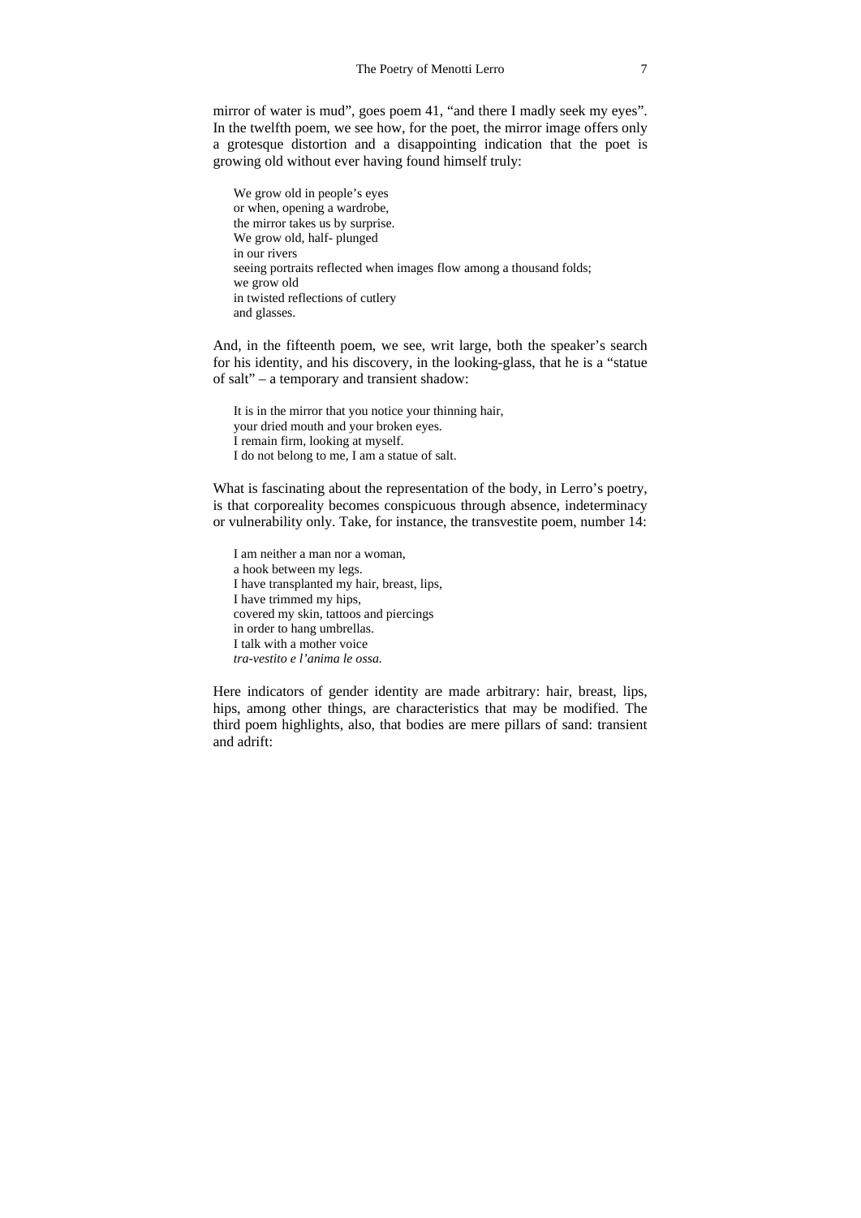mirror of water is mud", goes poem 41, "and there I madly seek my eyes". In the twelfth poem, we see how, for the poet, the mirror image offers only a grotesque distortion and a disappointing indication that the poet is growing old without ever having found himself truly:

> We grow old in people's eyes
> or when, opening a wardrobe,
> the mirror takes us by surprise.
> We grow old, half- plunged
> in our rivers
> seeing portraits reflected when images flow among a thousand folds;
> we grow old
> in twisted reflections of cutlery
> and glasses.

And, in the fifteenth poem, we see, writ large, both the speaker's search for his identity, and his discovery, in the looking-glass, that he is a "statue of salt" – a temporary and transient shadow:

> It is in the mirror that you notice your thinning hair,
> your dried mouth and your broken eyes.
> I remain firm, looking at myself.
> I do not belong to me, I am a statue of salt.

What is fascinating about the representation of the body, in Lerro's poetry, is that corporeality becomes conspicuous through absence, indeterminacy or vulnerability only. Take, for instance, the transvestite poem, number 14:

> I am neither a man nor a woman,
> a hook between my legs.
> I have transplanted my hair, breast, lips,
> I have trimmed my hips,
> covered my skin, tattoos and piercings
> in order to hang umbrellas.
> I talk with a mother voice
> *tra-vestito e l'anima le ossa.*

Here indicators of gender identity are made arbitrary: hair, breast, lips, hips, among other things, are characteristics that may be modified. The third poem highlights, also, that bodies are mere pillars of sand: transient and adrift: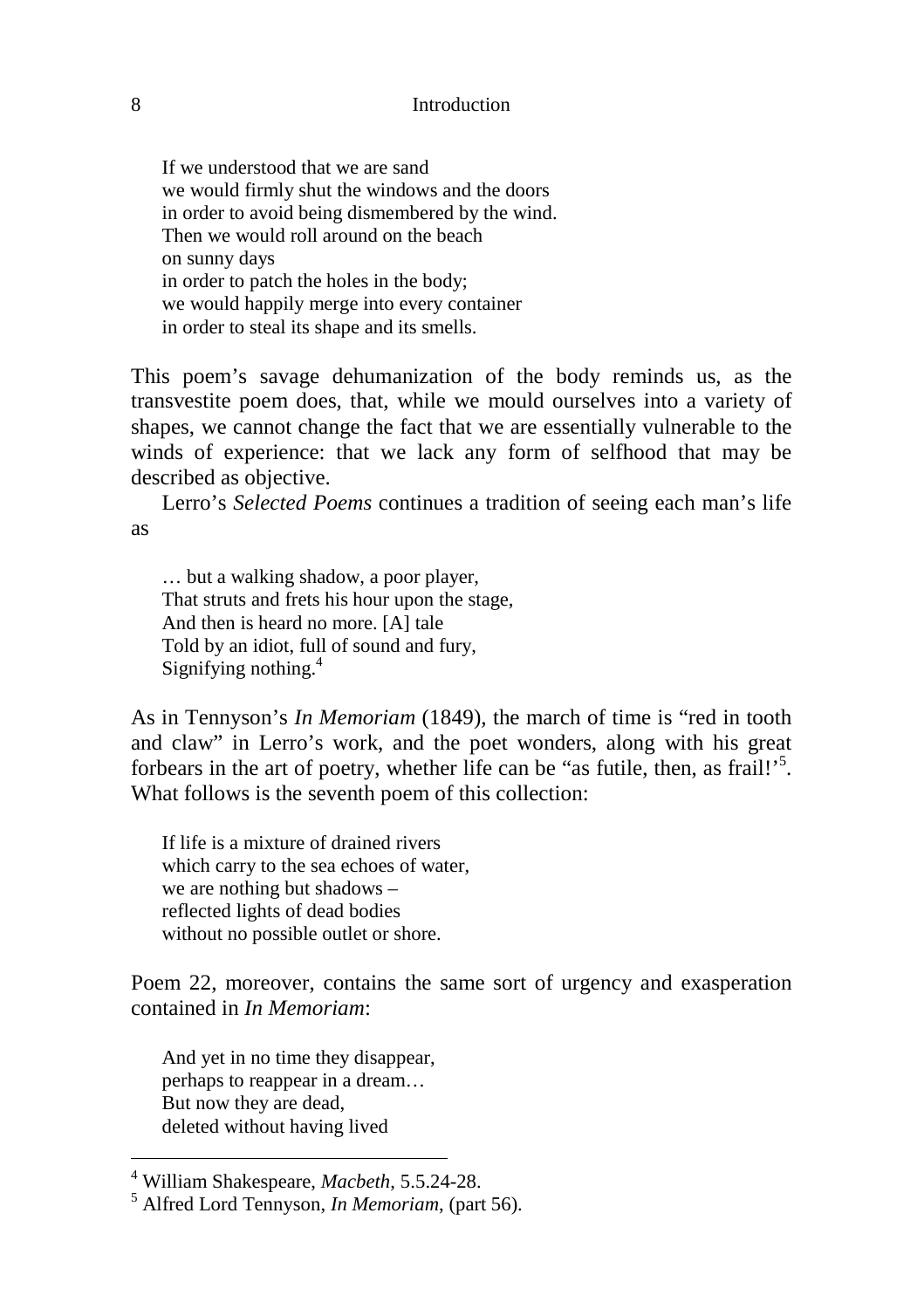If we understood that we are sand  
we would firmly shut the windows and the doors  
in order to avoid being dismembered by the wind.  
Then we would roll around on the beach  
on sunny days  
in order to patch the holes in the body;  
we would happily merge into every container  
in order to steal its shape and its smells.

This poem's savage dehumanization of the body reminds us, as the transvestite poem does, that, while we mould ourselves into a variety of shapes, we cannot change the fact that we are essentially vulnerable to the winds of experience: that we lack any form of selfhood that may be described as objective.

Lerro's *Selected Poems* continues a tradition of seeing each man's life as

… but a walking shadow, a poor player,  
That struts and frets his hour upon the stage,  
And then is heard no more. [A] tale  
Told by an idiot, full of sound and fury,  
Signifying nothing.[4]

As in Tennyson's *In Memoriam* (1849), the march of time is "red in tooth and claw" in Lerro's work, and the poet wonders, along with his great forbears in the art of poetry, whether life can be "as futile, then, as frail!'[5]. What follows is the seventh poem of this collection:

If life is a mixture of drained rivers  
which carry to the sea echoes of water,  
we are nothing but shadows –  
reflected lights of dead bodies  
without no possible outlet or shore.

Poem 22, moreover, contains the same sort of urgency and exasperation contained in *In Memoriam*:

And yet in no time they disappear,  
perhaps to reappear in a dream…  
But now they are dead,  
deleted without having lived

---

[4] William Shakespeare, *Macbeth*, 5.5.24-28.

[5] Alfred Lord Tennyson, *In Memoriam*, (part 56).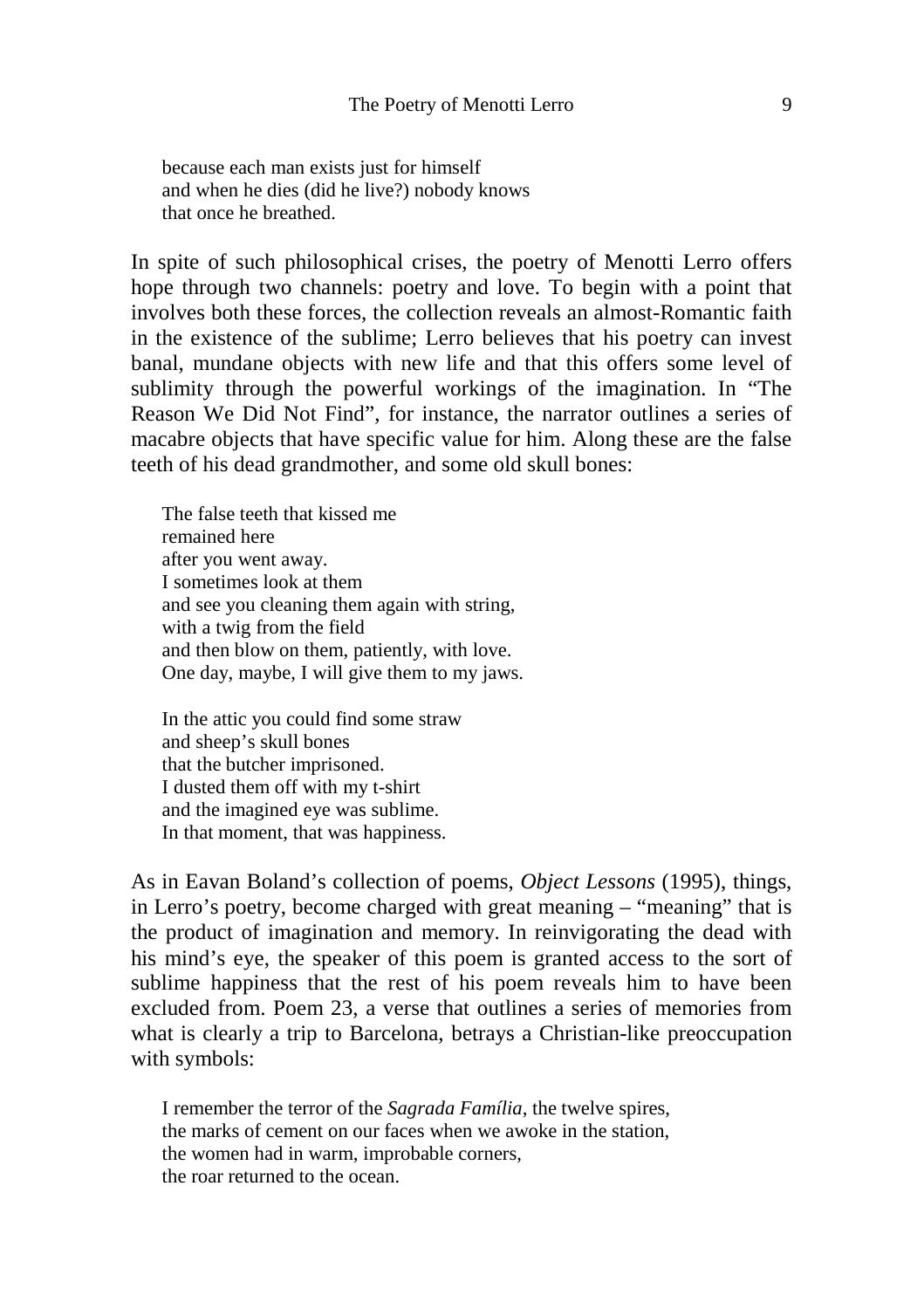> because each man exists just for himself
> and when he dies (did he live?) nobody knows
> that once he breathed.

In spite of such philosophical crises, the poetry of Menotti Lerro offers hope through two channels: poetry and love. To begin with a point that involves both these forces, the collection reveals an almost-Romantic faith in the existence of the sublime; Lerro believes that his poetry can invest banal, mundane objects with new life and that this offers some level of sublimity through the powerful workings of the imagination. In "The Reason We Did Not Find", for instance, the narrator outlines a series of macabre objects that have specific value for him. Along these are the false teeth of his dead grandmother, and some old skull bones:

> The false teeth that kissed me
> remained here
> after you went away.
> I sometimes look at them
> and see you cleaning them again with string,
> with a twig from the field
> and then blow on them, patiently, with love.
> One day, maybe, I will give them to my jaws.
>
> In the attic you could find some straw
> and sheep's skull bones
> that the butcher imprisoned.
> I dusted them off with my t-shirt
> and the imagined eye was sublime.
> In that moment, that was happiness.

As in Eavan Boland's collection of poems, *Object Lessons* (1995), things, in Lerro's poetry, become charged with great meaning – "meaning" that is the product of imagination and memory. In reinvigorating the dead with his mind's eye, the speaker of this poem is granted access to the sort of sublime happiness that the rest of his poem reveals him to have been excluded from. Poem 23, a verse that outlines a series of memories from what is clearly a trip to Barcelona, betrays a Christian-like preoccupation with symbols:

> I remember the terror of the *Sagrada Família*, the twelve spires,
> the marks of cement on our faces when we awoke in the station,
> the women had in warm, improbable corners,
> the roar returned to the ocean.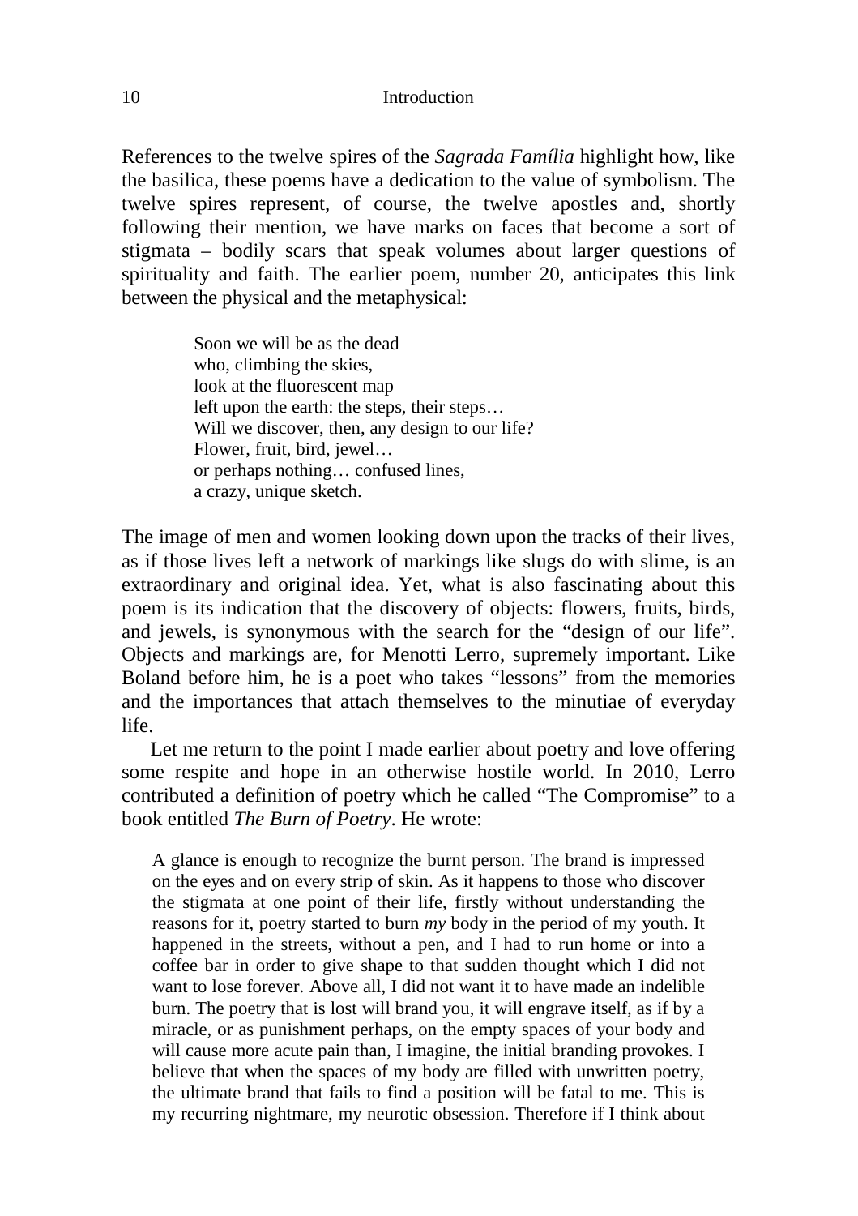References to the twelve spires of the *Sagrada Família* highlight how, like the basilica, these poems have a dedication to the value of symbolism. The twelve spires represent, of course, the twelve apostles and, shortly following their mention, we have marks on faces that become a sort of stigmata – bodily scars that speak volumes about larger questions of spirituality and faith. The earlier poem, number 20, anticipates this link between the physical and the metaphysical:

> Soon we will be as the dead
> who, climbing the skies,
> look at the fluorescent map
> left upon the earth: the steps, their steps…
> Will we discover, then, any design to our life?
> Flower, fruit, bird, jewel…
> or perhaps nothing… confused lines,
> a crazy, unique sketch.

The image of men and women looking down upon the tracks of their lives, as if those lives left a network of markings like slugs do with slime, is an extraordinary and original idea. Yet, what is also fascinating about this poem is its indication that the discovery of objects: flowers, fruits, birds, and jewels, is synonymous with the search for the "design of our life". Objects and markings are, for Menotti Lerro, supremely important. Like Boland before him, he is a poet who takes "lessons" from the memories and the importances that attach themselves to the minutiae of everyday life.

Let me return to the point I made earlier about poetry and love offering some respite and hope in an otherwise hostile world. In 2010, Lerro contributed a definition of poetry which he called "The Compromise" to a book entitled *The Burn of Poetry*. He wrote:

> A glance is enough to recognize the burnt person. The brand is impressed on the eyes and on every strip of skin. As it happens to those who discover the stigmata at one point of their life, firstly without understanding the reasons for it, poetry started to burn *my* body in the period of my youth. It happened in the streets, without a pen, and I had to run home or into a coffee bar in order to give shape to that sudden thought which I did not want to lose forever. Above all, I did not want it to have made an indelible burn. The poetry that is lost will brand you, it will engrave itself, as if by a miracle, or as punishment perhaps, on the empty spaces of your body and will cause more acute pain than, I imagine, the initial branding provokes. I believe that when the spaces of my body are filled with unwritten poetry, the ultimate brand that fails to find a position will be fatal to me. This is my recurring nightmare, my neurotic obsession. Therefore if I think about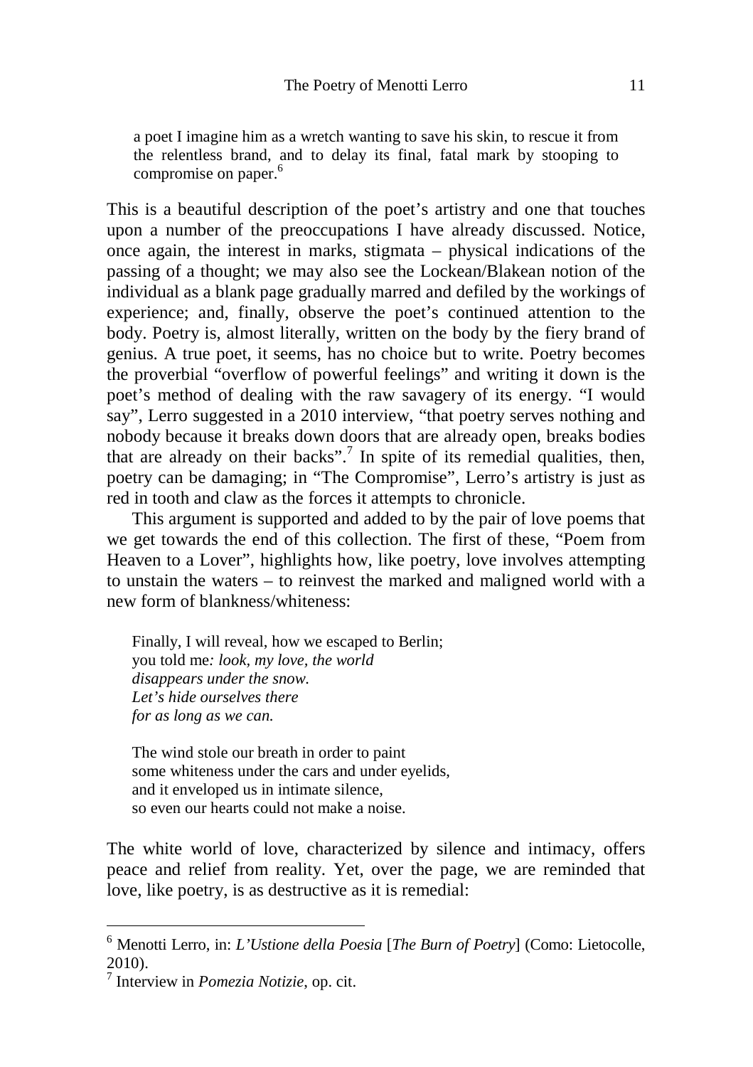> a poet I imagine him as a wretch wanting to save his skin, to rescue it from the relentless brand, and to delay its final, fatal mark by stooping to compromise on paper.[6]

This is a beautiful description of the poet's artistry and one that touches upon a number of the preoccupations I have already discussed. Notice, once again, the interest in marks, stigmata – physical indications of the passing of a thought; we may also see the Lockean/Blakean notion of the individual as a blank page gradually marred and defiled by the workings of experience; and, finally, observe the poet's continued attention to the body. Poetry is, almost literally, written on the body by the fiery brand of genius. A true poet, it seems, has no choice but to write. Poetry becomes the proverbial "overflow of powerful feelings" and writing it down is the poet's method of dealing with the raw savagery of its energy. "I would say", Lerro suggested in a 2010 interview, "that poetry serves nothing and nobody because it breaks down doors that are already open, breaks bodies that are already on their backs".[7] In spite of its remedial qualities, then, poetry can be damaging; in "The Compromise", Lerro's artistry is just as red in tooth and claw as the forces it attempts to chronicle.

This argument is supported and added to by the pair of love poems that we get towards the end of this collection. The first of these, "Poem from Heaven to a Lover", highlights how, like poetry, love involves attempting to unstain the waters – to reinvest the marked and maligned world with a new form of blankness/whiteness:

> Finally, I will reveal, how we escaped to Berlin;  
> you told me*: look, my love, the world*  
> *disappears under the snow.*  
> *Let's hide ourselves there*  
> *for as long as we can.*
>
> The wind stole our breath in order to paint  
> some whiteness under the cars and under eyelids,  
> and it enveloped us in intimate silence,  
> so even our hearts could not make a noise.

The white world of love, characterized by silence and intimacy, offers peace and relief from reality. Yet, over the page, we are reminded that love, like poetry, is as destructive as it is remedial:

---

[6] Menotti Lerro, in: *L'Ustione della Poesia* [*The Burn of Poetry*] (Como: Lietocolle, 2010).

[7] Interview in *Pomezia Notizie*, op. cit.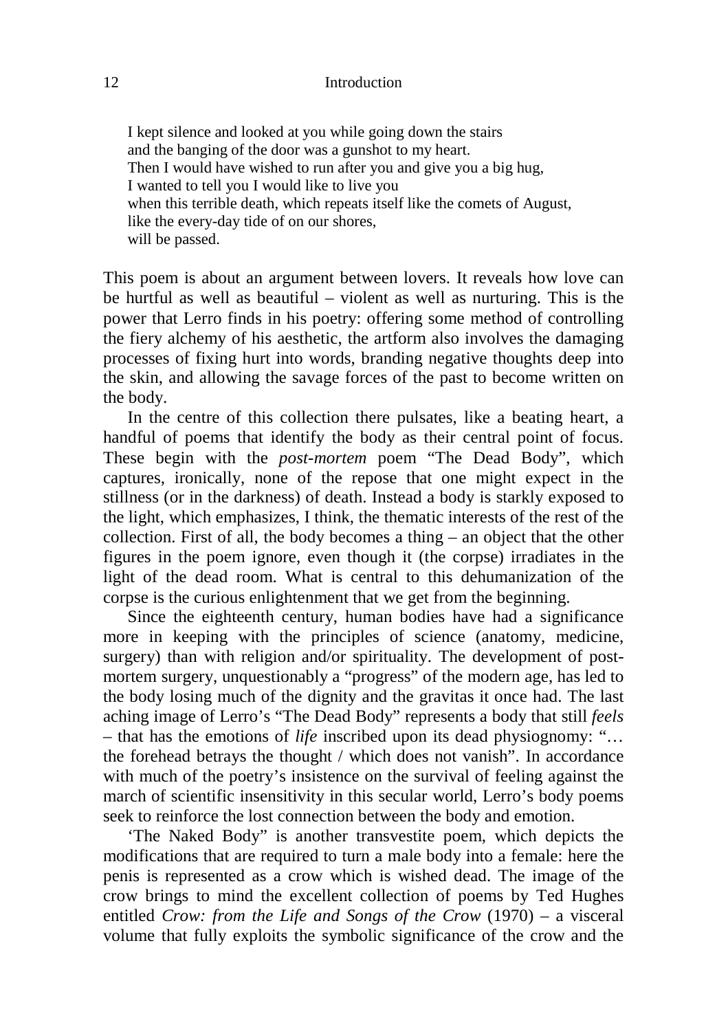> I kept silence and looked at you while going down the stairs
> and the banging of the door was a gunshot to my heart.
> Then I would have wished to run after you and give you a big hug,
> I wanted to tell you I would like to live you
> when this terrible death, which repeats itself like the comets of August,
> like the every-day tide of on our shores,
> will be passed.

This poem is about an argument between lovers. It reveals how love can be hurtful as well as beautiful – violent as well as nurturing. This is the power that Lerro finds in his poetry: offering some method of controlling the fiery alchemy of his aesthetic, the artform also involves the damaging processes of fixing hurt into words, branding negative thoughts deep into the skin, and allowing the savage forces of the past to become written on the body.

In the centre of this collection there pulsates, like a beating heart, a handful of poems that identify the body as their central point of focus. These begin with the *post-mortem* poem "The Dead Body", which captures, ironically, none of the repose that one might expect in the stillness (or in the darkness) of death. Instead a body is starkly exposed to the light, which emphasizes, I think, the thematic interests of the rest of the collection. First of all, the body becomes a thing – an object that the other figures in the poem ignore, even though it (the corpse) irradiates in the light of the dead room. What is central to this dehumanization of the corpse is the curious enlightenment that we get from the beginning.

Since the eighteenth century, human bodies have had a significance more in keeping with the principles of science (anatomy, medicine, surgery) than with religion and/or spirituality. The development of post-mortem surgery, unquestionably a "progress" of the modern age, has led to the body losing much of the dignity and the gravitas it once had. The last aching image of Lerro's "The Dead Body" represents a body that still *feels* – that has the emotions of *life* inscribed upon its dead physiognomy: "… the forehead betrays the thought / which does not vanish". In accordance with much of the poetry's insistence on the survival of feeling against the march of scientific insensitivity in this secular world, Lerro's body poems seek to reinforce the lost connection between the body and emotion.

'The Naked Body" is another transvestite poem, which depicts the modifications that are required to turn a male body into a female: here the penis is represented as a crow which is wished dead. The image of the crow brings to mind the excellent collection of poems by Ted Hughes entitled *Crow: from the Life and Songs of the Crow* (1970) – a visceral volume that fully exploits the symbolic significance of the crow and the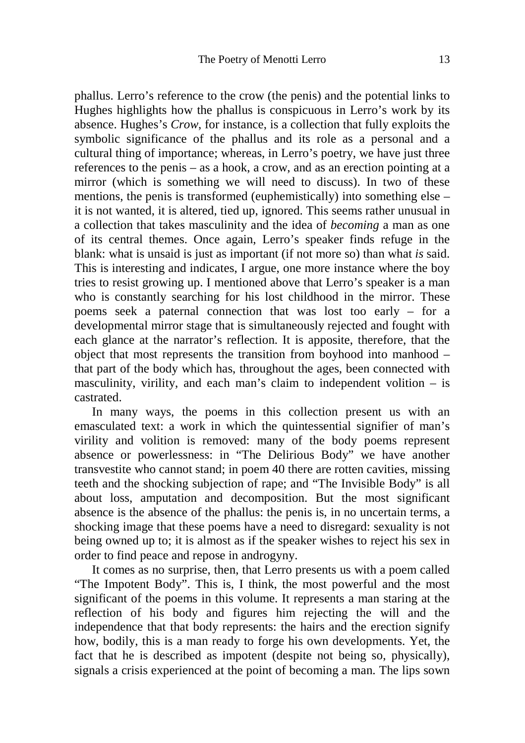phallus. Lerro's reference to the crow (the penis) and the potential links to Hughes highlights how the phallus is conspicuous in Lerro's work by its absence. Hughes's *Crow*, for instance, is a collection that fully exploits the symbolic significance of the phallus and its role as a personal and a cultural thing of importance; whereas, in Lerro's poetry, we have just three references to the penis – as a hook, a crow, and as an erection pointing at a mirror (which is something we will need to discuss). In two of these mentions, the penis is transformed (euphemistically) into something else – it is not wanted, it is altered, tied up, ignored. This seems rather unusual in a collection that takes masculinity and the idea of *becoming* a man as one of its central themes. Once again, Lerro's speaker finds refuge in the blank: what is unsaid is just as important (if not more so) than what *is* said. This is interesting and indicates, I argue, one more instance where the boy tries to resist growing up. I mentioned above that Lerro's speaker is a man who is constantly searching for his lost childhood in the mirror. These poems seek a paternal connection that was lost too early – for a developmental mirror stage that is simultaneously rejected and fought with each glance at the narrator's reflection. It is apposite, therefore, that the object that most represents the transition from boyhood into manhood – that part of the body which has, throughout the ages, been connected with masculinity, virility, and each man's claim to independent volition – is castrated.

In many ways, the poems in this collection present us with an emasculated text: a work in which the quintessential signifier of man's virility and volition is removed: many of the body poems represent absence or powerlessness: in "The Delirious Body" we have another transvestite who cannot stand; in poem 40 there are rotten cavities, missing teeth and the shocking subjection of rape; and "The Invisible Body" is all about loss, amputation and decomposition. But the most significant absence is the absence of the phallus: the penis is, in no uncertain terms, a shocking image that these poems have a need to disregard: sexuality is not being owned up to; it is almost as if the speaker wishes to reject his sex in order to find peace and repose in androgyny.

It comes as no surprise, then, that Lerro presents us with a poem called "The Impotent Body". This is, I think, the most powerful and the most significant of the poems in this volume. It represents a man staring at the reflection of his body and figures him rejecting the will and the independence that that body represents: the hairs and the erection signify how, bodily, this is a man ready to forge his own developments. Yet, the fact that he is described as impotent (despite not being so, physically), signals a crisis experienced at the point of becoming a man. The lips sown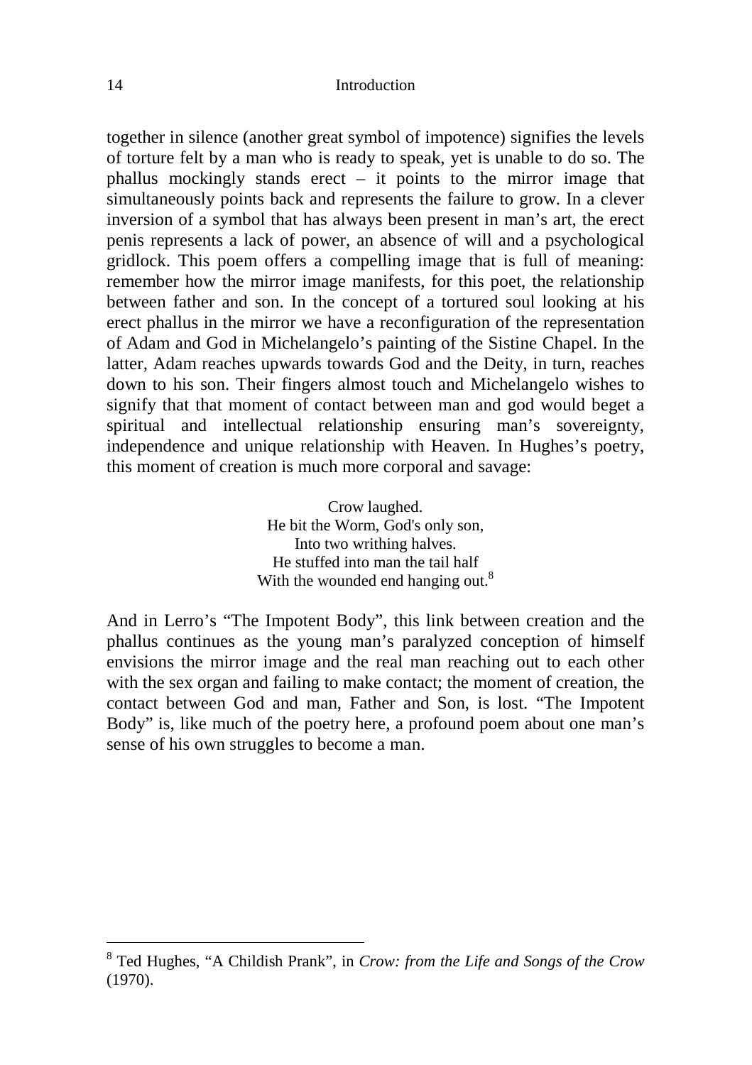together in silence (another great symbol of impotence) signifies the levels of torture felt by a man who is ready to speak, yet is unable to do so. The phallus mockingly stands erect – it points to the mirror image that simultaneously points back and represents the failure to grow. In a clever inversion of a symbol that has always been present in man's art, the erect penis represents a lack of power, an absence of will and a psychological gridlock. This poem offers a compelling image that is full of meaning: remember how the mirror image manifests, for this poet, the relationship between father and son. In the concept of a tortured soul looking at his erect phallus in the mirror we have a reconfiguration of the representation of Adam and God in Michelangelo's painting of the Sistine Chapel. In the latter, Adam reaches upwards towards God and the Deity, in turn, reaches down to his son. Their fingers almost touch and Michelangelo wishes to signify that that moment of contact between man and god would beget a spiritual and intellectual relationship ensuring man's sovereignty, independence and unique relationship with Heaven. In Hughes's poetry, this moment of creation is much more corporal and savage:

> Crow laughed.
> He bit the Worm, God's only son,
> Into two writhing halves.
> He stuffed into man the tail half
> With the wounded end hanging out.[8]

And in Lerro's "The Impotent Body", this link between creation and the phallus continues as the young man's paralyzed conception of himself envisions the mirror image and the real man reaching out to each other with the sex organ and failing to make contact; the moment of creation, the contact between God and man, Father and Son, is lost. "The Impotent Body" is, like much of the poetry here, a profound poem about one man's sense of his own struggles to become a man.

---

[8] Ted Hughes, "A Childish Prank", in *Crow: from the Life and Songs of the Crow* (1970).